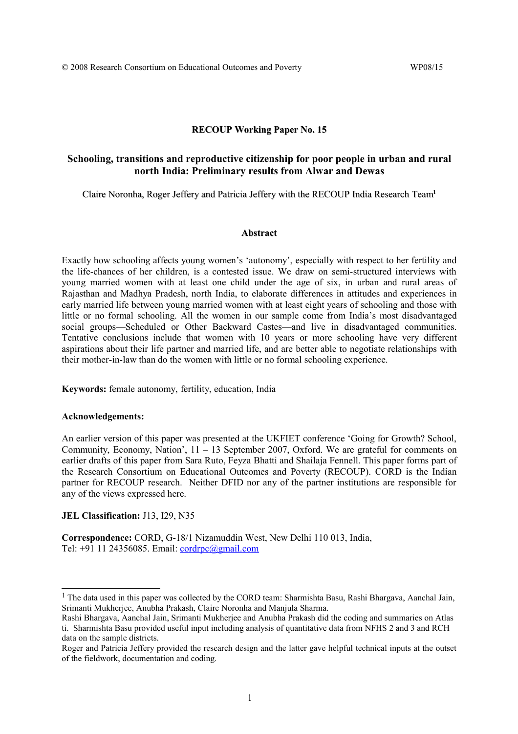© 2008 Research Consortium on Educational Outcomes and Poverty WP08/15

**RECOUP Working Paper No. 15**

# Schooling, transitions and reproductive citizenship for poor people in urban and rural north India: Preliminary results from Alwar and Dewas

Claire Noronha, Roger Jeffery and Patricia Jeffery with the RECOUP India Research Team[1]

## Abstract

Exactly how schooling affects young women's 'autonomy', especially with respect to her fertility and the life-chances of her children, is a contested issue. We draw on semi-structured interviews with young married women with at least one child under the age of six, in urban and rural areas of Rajasthan and Madhya Pradesh, north India, to elaborate differences in attitudes and experiences in early married life between young married women with at least eight years of schooling and those with little or no formal schooling. All the women in our sample come from India's most disadvantaged social groups—Scheduled or Other Backward Castes—and live in disadvantaged communities. Tentative conclusions include that women with 10 years or more schooling have very different aspirations about their life partner and married life, and are better able to negotiate relationships with their mother-in-law than do the women with little or no formal schooling experience.

**Keywords:** female autonomy, fertility, education, India

**Acknowledgements:**

An earlier version of this paper was presented at the UKFIET conference 'Going for Growth? School, Community, Economy, Nation', 11 – 13 September 2007, Oxford. We are grateful for comments on earlier drafts of this paper from Sara Ruto, Feyza Bhatti and Shailaja Fennell. This paper forms part of the Research Consortium on Educational Outcomes and Poverty (RECOUP). CORD is the Indian partner for RECOUP research. Neither DFID nor any of the partner institutions are responsible for any of the views expressed here.

**JEL Classification:** J13, I29, N35

**Correspondence:** CORD, G-18/1 Nizamuddin West, New Delhi 110 013, India,
Tel: +91 11 24356085. Email: cordrpc@gmail.com

---

[1] The data used in this paper was collected by the CORD team: Sharmishta Basu, Rashi Bhargava, Aanchal Jain, Srimanti Mukherjee, Anubha Prakash, Claire Noronha and Manjula Sharma.
Rashi Bhargava, Aanchal Jain, Srimanti Mukherjee and Anubha Prakash did the coding and summaries on Atlas ti. Sharmishta Basu provided useful input including analysis of quantitative data from NFHS 2 and 3 and RCH data on the sample districts.
Roger and Patricia Jeffery provided the research design and the latter gave helpful technical inputs at the outset of the fieldwork, documentation and coding.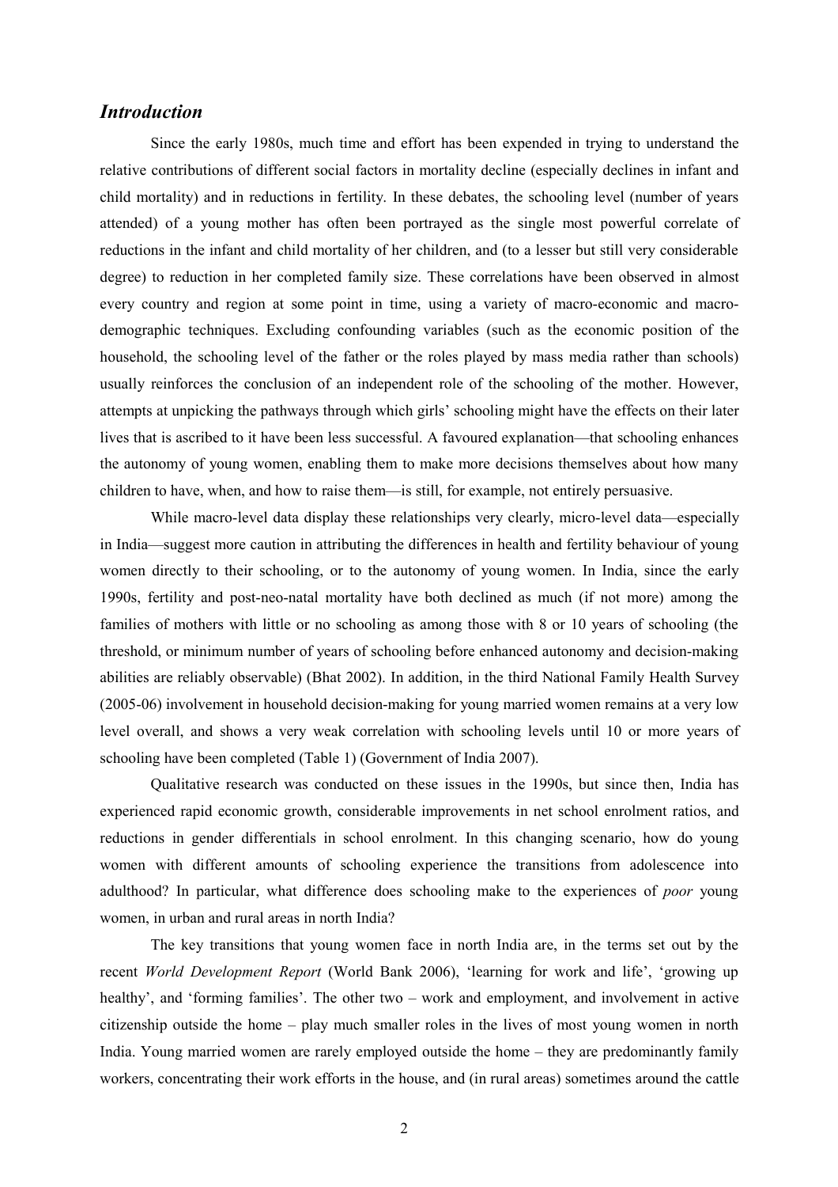## *Introduction*

Since the early 1980s, much time and effort has been expended in trying to understand the relative contributions of different social factors in mortality decline (especially declines in infant and child mortality) and in reductions in fertility. In these debates, the schooling level (number of years attended) of a young mother has often been portrayed as the single most powerful correlate of reductions in the infant and child mortality of her children, and (to a lesser but still very considerable degree) to reduction in her completed family size. These correlations have been observed in almost every country and region at some point in time, using a variety of macro-economic and macro-demographic techniques. Excluding confounding variables (such as the economic position of the household, the schooling level of the father or the roles played by mass media rather than schools) usually reinforces the conclusion of an independent role of the schooling of the mother. However, attempts at unpicking the pathways through which girls' schooling might have the effects on their later lives that is ascribed to it have been less successful. A favoured explanation—that schooling enhances the autonomy of young women, enabling them to make more decisions themselves about how many children to have, when, and how to raise them—is still, for example, not entirely persuasive.

While macro-level data display these relationships very clearly, micro-level data—especially in India—suggest more caution in attributing the differences in health and fertility behaviour of young women directly to their schooling, or to the autonomy of young women. In India, since the early 1990s, fertility and post-neo-natal mortality have both declined as much (if not more) among the families of mothers with little or no schooling as among those with 8 or 10 years of schooling (the threshold, or minimum number of years of schooling before enhanced autonomy and decision-making abilities are reliably observable) (Bhat 2002). In addition, in the third National Family Health Survey (2005-06) involvement in household decision-making for young married women remains at a very low level overall, and shows a very weak correlation with schooling levels until 10 or more years of schooling have been completed (Table 1) (Government of India 2007).

Qualitative research was conducted on these issues in the 1990s, but since then, India has experienced rapid economic growth, considerable improvements in net school enrolment ratios, and reductions in gender differentials in school enrolment. In this changing scenario, how do young women with different amounts of schooling experience the transitions from adolescence into adulthood? In particular, what difference does schooling make to the experiences of *poor* young women, in urban and rural areas in north India?

The key transitions that young women face in north India are, in the terms set out by the recent *World Development Report* (World Bank 2006), 'learning for work and life', 'growing up healthy', and 'forming families'. The other two – work and employment, and involvement in active citizenship outside the home – play much smaller roles in the lives of most young women in north India. Young married women are rarely employed outside the home – they are predominantly family workers, concentrating their work efforts in the house, and (in rural areas) sometimes around the cattle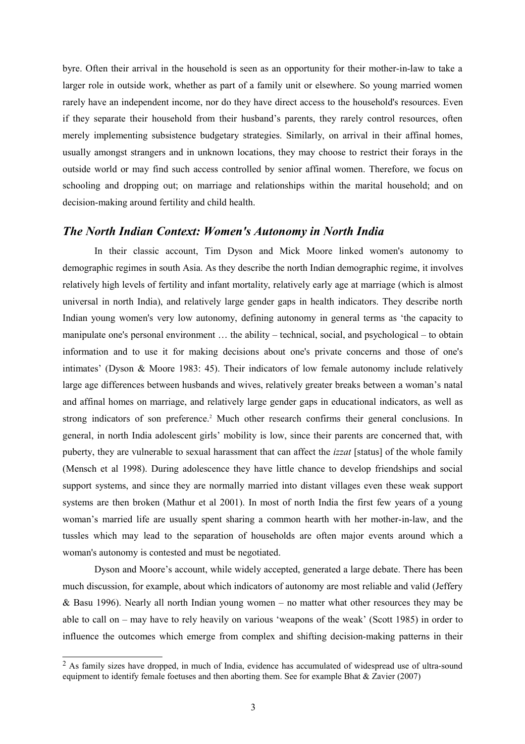byre. Often their arrival in the household is seen as an opportunity for their mother-in-law to take a larger role in outside work, whether as part of a family unit or elsewhere. So young married women rarely have an independent income, nor do they have direct access to the household's resources. Even if they separate their household from their husband's parents, they rarely control resources, often merely implementing subsistence budgetary strategies. Similarly, on arrival in their affinal homes, usually amongst strangers and in unknown locations, they may choose to restrict their forays in the outside world or may find such access controlled by senior affinal women. Therefore, we focus on schooling and dropping out; on marriage and relationships within the marital household; and on decision-making around fertility and child health.

## *The North Indian Context: Women's Autonomy in North India*

In their classic account, Tim Dyson and Mick Moore linked women's autonomy to demographic regimes in south Asia. As they describe the north Indian demographic regime, it involves relatively high levels of fertility and infant mortality, relatively early age at marriage (which is almost universal in north India), and relatively large gender gaps in health indicators. They describe north Indian young women's very low autonomy, defining autonomy in general terms as 'the capacity to manipulate one's personal environment … the ability – technical, social, and psychological – to obtain information and to use it for making decisions about one's private concerns and those of one's intimates' (Dyson & Moore 1983: 45). Their indicators of low female autonomy include relatively large age differences between husbands and wives, relatively greater breaks between a woman's natal and affinal homes on marriage, and relatively large gender gaps in educational indicators, as well as strong indicators of son preference.[2] Much other research confirms their general conclusions. In general, in north India adolescent girls' mobility is low, since their parents are concerned that, with puberty, they are vulnerable to sexual harassment that can affect the *izzat* [status] of the whole family (Mensch et al 1998). During adolescence they have little chance to develop friendships and social support systems, and since they are normally married into distant villages even these weak support systems are then broken (Mathur et al 2001). In most of north India the first few years of a young woman's married life are usually spent sharing a common hearth with her mother-in-law, and the tussles which may lead to the separation of households are often major events around which a woman's autonomy is contested and must be negotiated.

Dyson and Moore's account, while widely accepted, generated a large debate. There has been much discussion, for example, about which indicators of autonomy are most reliable and valid (Jeffery & Basu 1996). Nearly all north Indian young women – no matter what other resources they may be able to call on – may have to rely heavily on various 'weapons of the weak' (Scott 1985) in order to influence the outcomes which emerge from complex and shifting decision-making patterns in their

[2] As family sizes have dropped, in much of India, evidence has accumulated of widespread use of ultra-sound equipment to identify female foetuses and then aborting them. See for example Bhat & Zavier (2007)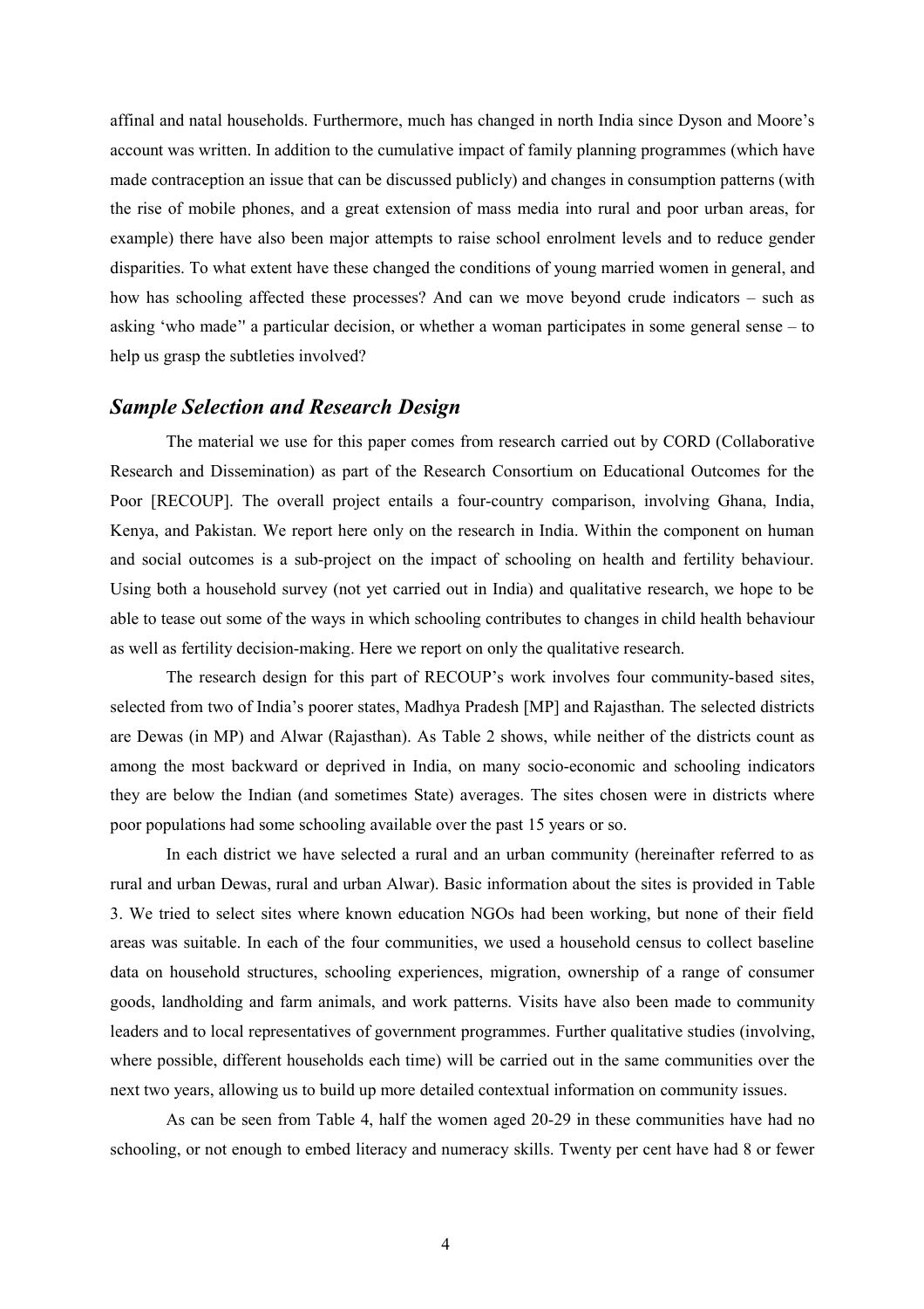affinal and natal households. Furthermore, much has changed in north India since Dyson and Moore's account was written. In addition to the cumulative impact of family planning programmes (which have made contraception an issue that can be discussed publicly) and changes in consumption patterns (with the rise of mobile phones, and a great extension of mass media into rural and poor urban areas, for example) there have also been major attempts to raise school enrolment levels and to reduce gender disparities. To what extent have these changed the conditions of young married women in general, and how has schooling affected these processes? And can we move beyond crude indicators – such as asking 'who made'' a particular decision, or whether a woman participates in some general sense – to help us grasp the subtleties involved?

## *Sample Selection and Research Design*

The material we use for this paper comes from research carried out by CORD (Collaborative Research and Dissemination) as part of the Research Consortium on Educational Outcomes for the Poor [RECOUP]. The overall project entails a four-country comparison, involving Ghana, India, Kenya, and Pakistan. We report here only on the research in India. Within the component on human and social outcomes is a sub-project on the impact of schooling on health and fertility behaviour. Using both a household survey (not yet carried out in India) and qualitative research, we hope to be able to tease out some of the ways in which schooling contributes to changes in child health behaviour as well as fertility decision-making. Here we report on only the qualitative research.

The research design for this part of RECOUP's work involves four community-based sites, selected from two of India's poorer states, Madhya Pradesh [MP] and Rajasthan. The selected districts are Dewas (in MP) and Alwar (Rajasthan). As Table 2 shows, while neither of the districts count as among the most backward or deprived in India, on many socio-economic and schooling indicators they are below the Indian (and sometimes State) averages. The sites chosen were in districts where poor populations had some schooling available over the past 15 years or so.

In each district we have selected a rural and an urban community (hereinafter referred to as rural and urban Dewas, rural and urban Alwar). Basic information about the sites is provided in Table 3. We tried to select sites where known education NGOs had been working, but none of their field areas was suitable. In each of the four communities, we used a household census to collect baseline data on household structures, schooling experiences, migration, ownership of a range of consumer goods, landholding and farm animals, and work patterns. Visits have also been made to community leaders and to local representatives of government programmes. Further qualitative studies (involving, where possible, different households each time) will be carried out in the same communities over the next two years, allowing us to build up more detailed contextual information on community issues.

As can be seen from Table 4, half the women aged 20-29 in these communities have had no schooling, or not enough to embed literacy and numeracy skills. Twenty per cent have had 8 or fewer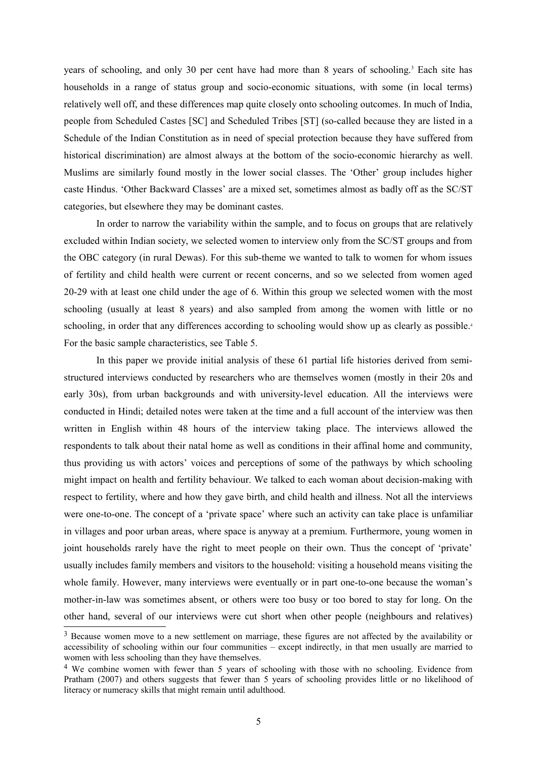years of schooling, and only 30 per cent have had more than 8 years of schooling.[3] Each site has households in a range of status group and socio-economic situations, with some (in local terms) relatively well off, and these differences map quite closely onto schooling outcomes. In much of India, people from Scheduled Castes [SC] and Scheduled Tribes [ST] (so-called because they are listed in a Schedule of the Indian Constitution as in need of special protection because they have suffered from historical discrimination) are almost always at the bottom of the socio-economic hierarchy as well. Muslims are similarly found mostly in the lower social classes. The 'Other' group includes higher caste Hindus. 'Other Backward Classes' are a mixed set, sometimes almost as badly off as the SC/ST categories, but elsewhere they may be dominant castes.

In order to narrow the variability within the sample, and to focus on groups that are relatively excluded within Indian society, we selected women to interview only from the SC/ST groups and from the OBC category (in rural Dewas). For this sub-theme we wanted to talk to women for whom issues of fertility and child health were current or recent concerns, and so we selected from women aged 20-29 with at least one child under the age of 6. Within this group we selected women with the most schooling (usually at least 8 years) and also sampled from among the women with little or no schooling, in order that any differences according to schooling would show up as clearly as possible.[4] For the basic sample characteristics, see Table 5.

In this paper we provide initial analysis of these 61 partial life histories derived from semi-structured interviews conducted by researchers who are themselves women (mostly in their 20s and early 30s), from urban backgrounds and with university-level education. All the interviews were conducted in Hindi; detailed notes were taken at the time and a full account of the interview was then written in English within 48 hours of the interview taking place. The interviews allowed the respondents to talk about their natal home as well as conditions in their affinal home and community, thus providing us with actors' voices and perceptions of some of the pathways by which schooling might impact on health and fertility behaviour. We talked to each woman about decision-making with respect to fertility, where and how they gave birth, and child health and illness. Not all the interviews were one-to-one. The concept of a 'private space' where such an activity can take place is unfamiliar in villages and poor urban areas, where space is anyway at a premium. Furthermore, young women in joint households rarely have the right to meet people on their own. Thus the concept of 'private' usually includes family members and visitors to the household: visiting a household means visiting the whole family. However, many interviews were eventually or in part one-to-one because the woman's mother-in-law was sometimes absent, or others were too busy or too bored to stay for long. On the other hand, several of our interviews were cut short when other people (neighbours and relatives)

---

[3] Because women move to a new settlement on marriage, these figures are not affected by the availability or accessibility of schooling within our four communities – except indirectly, in that men usually are married to women with less schooling than they have themselves.

[4] We combine women with fewer than 5 years of schooling with those with no schooling. Evidence from Pratham (2007) and others suggests that fewer than 5 years of schooling provides little or no likelihood of literacy or numeracy skills that might remain until adulthood.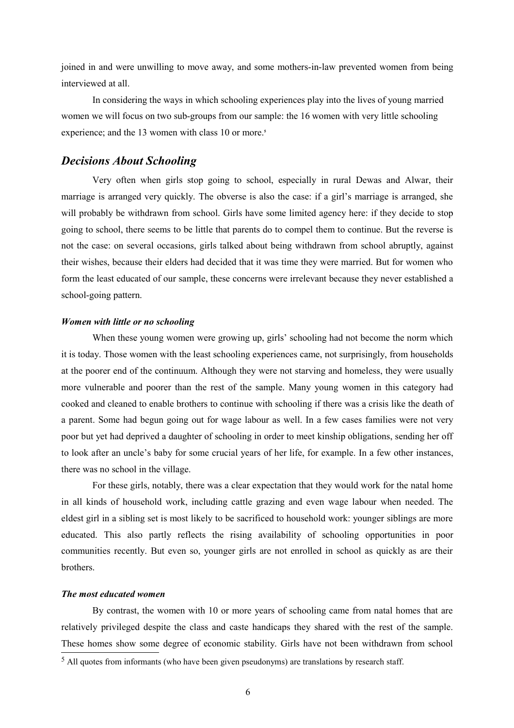joined in and were unwilling to move away, and some mothers-in-law prevented women from being interviewed at all.

In considering the ways in which schooling experiences play into the lives of young married women we will focus on two sub-groups from our sample: the 16 women with very little schooling experience; and the 13 women with class 10 or more.[5]

## *Decisions About Schooling*

Very often when girls stop going to school, especially in rural Dewas and Alwar, their marriage is arranged very quickly. The obverse is also the case: if a girl's marriage is arranged, she will probably be withdrawn from school. Girls have some limited agency here: if they decide to stop going to school, there seems to be little that parents do to compel them to continue. But the reverse is not the case: on several occasions, girls talked about being withdrawn from school abruptly, against their wishes, because their elders had decided that it was time they were married. But for women who form the least educated of our sample, these concerns were irrelevant because they never established a school-going pattern.

### *Women with little or no schooling*

When these young women were growing up, girls' schooling had not become the norm which it is today. Those women with the least schooling experiences came, not surprisingly, from households at the poorer end of the continuum. Although they were not starving and homeless, they were usually more vulnerable and poorer than the rest of the sample. Many young women in this category had cooked and cleaned to enable brothers to continue with schooling if there was a crisis like the death of a parent. Some had begun going out for wage labour as well. In a few cases families were not very poor but yet had deprived a daughter of schooling in order to meet kinship obligations, sending her off to look after an uncle's baby for some crucial years of her life, for example. In a few other instances, there was no school in the village.

For these girls, notably, there was a clear expectation that they would work for the natal home in all kinds of household work, including cattle grazing and even wage labour when needed. The eldest girl in a sibling set is most likely to be sacrificed to household work: younger siblings are more educated. This also partly reflects the rising availability of schooling opportunities in poor communities recently. But even so, younger girls are not enrolled in school as quickly as are their brothers.

### *The most educated women*

By contrast, the women with 10 or more years of schooling came from natal homes that are relatively privileged despite the class and caste handicaps they shared with the rest of the sample. These homes show some degree of economic stability. Girls have not been withdrawn from school

[5] All quotes from informants (who have been given pseudonyms) are translations by research staff.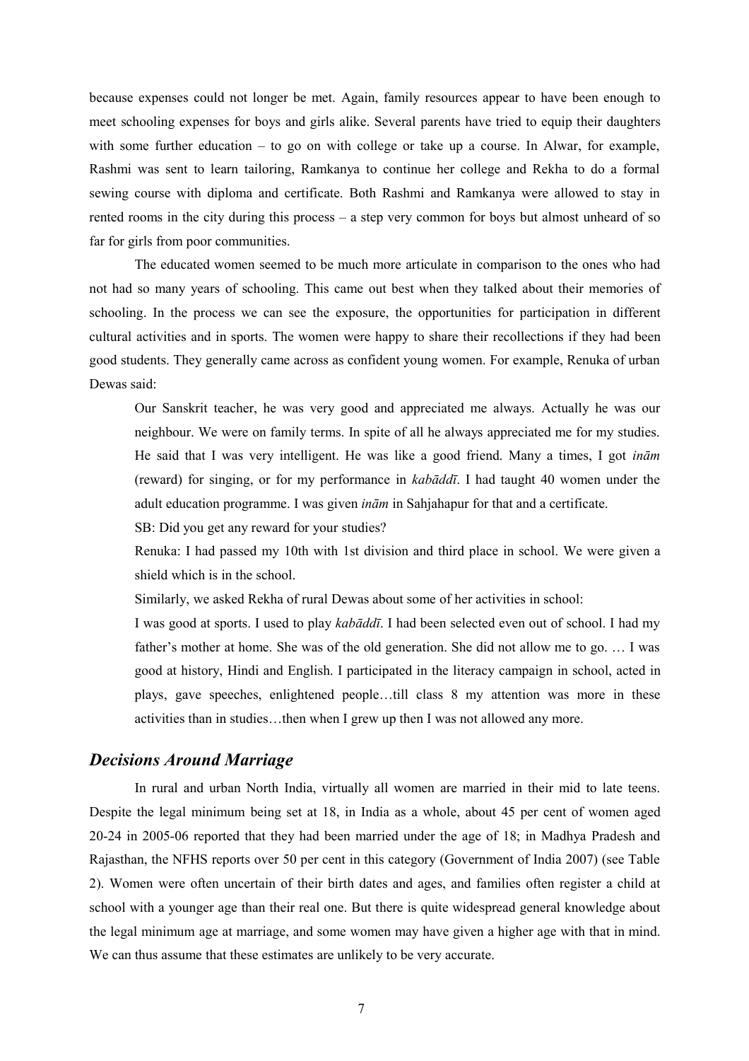because expenses could not longer be met. Again, family resources appear to have been enough to meet schooling expenses for boys and girls alike. Several parents have tried to equip their daughters with some further education – to go on with college or take up a course. In Alwar, for example, Rashmi was sent to learn tailoring, Ramkanya to continue her college and Rekha to do a formal sewing course with diploma and certificate. Both Rashmi and Ramkanya were allowed to stay in rented rooms in the city during this process – a step very common for boys but almost unheard of so far for girls from poor communities.

The educated women seemed to be much more articulate in comparison to the ones who had not had so many years of schooling. This came out best when they talked about their memories of schooling. In the process we can see the exposure, the opportunities for participation in different cultural activities and in sports. The women were happy to share their recollections if they had been good students. They generally came across as confident young women. For example, Renuka of urban Dewas said:

> Our Sanskrit teacher, he was very good and appreciated me always. Actually he was our neighbour. We were on family terms. In spite of all he always appreciated me for my studies. He said that I was very intelligent. He was like a good friend. Many a times, I got *inām* (reward) for singing, or for my performance in *kabāddī*. I had taught 40 women under the adult education programme. I was given *inām* in Sahjahapur for that and a certificate.
>
> SB: Did you get any reward for your studies?
>
> Renuka: I had passed my 10th with 1st division and third place in school. We were given a shield which is in the school.
>
> Similarly, we asked Rekha of rural Dewas about some of her activities in school:
>
> I was good at sports. I used to play *kabāddī*. I had been selected even out of school. I had my father's mother at home. She was of the old generation. She did not allow me to go. … I was good at history, Hindi and English. I participated in the literacy campaign in school, acted in plays, gave speeches, enlightened people…till class 8 my attention was more in these activities than in studies…then when I grew up then I was not allowed any more.

## *Decisions Around Marriage*

In rural and urban North India, virtually all women are married in their mid to late teens. Despite the legal minimum being set at 18, in India as a whole, about 45 per cent of women aged 20-24 in 2005-06 reported that they had been married under the age of 18; in Madhya Pradesh and Rajasthan, the NFHS reports over 50 per cent in this category (Government of India 2007) (see Table 2). Women were often uncertain of their birth dates and ages, and families often register a child at school with a younger age than their real one. But there is quite widespread general knowledge about the legal minimum age at marriage, and some women may have given a higher age with that in mind. We can thus assume that these estimates are unlikely to be very accurate.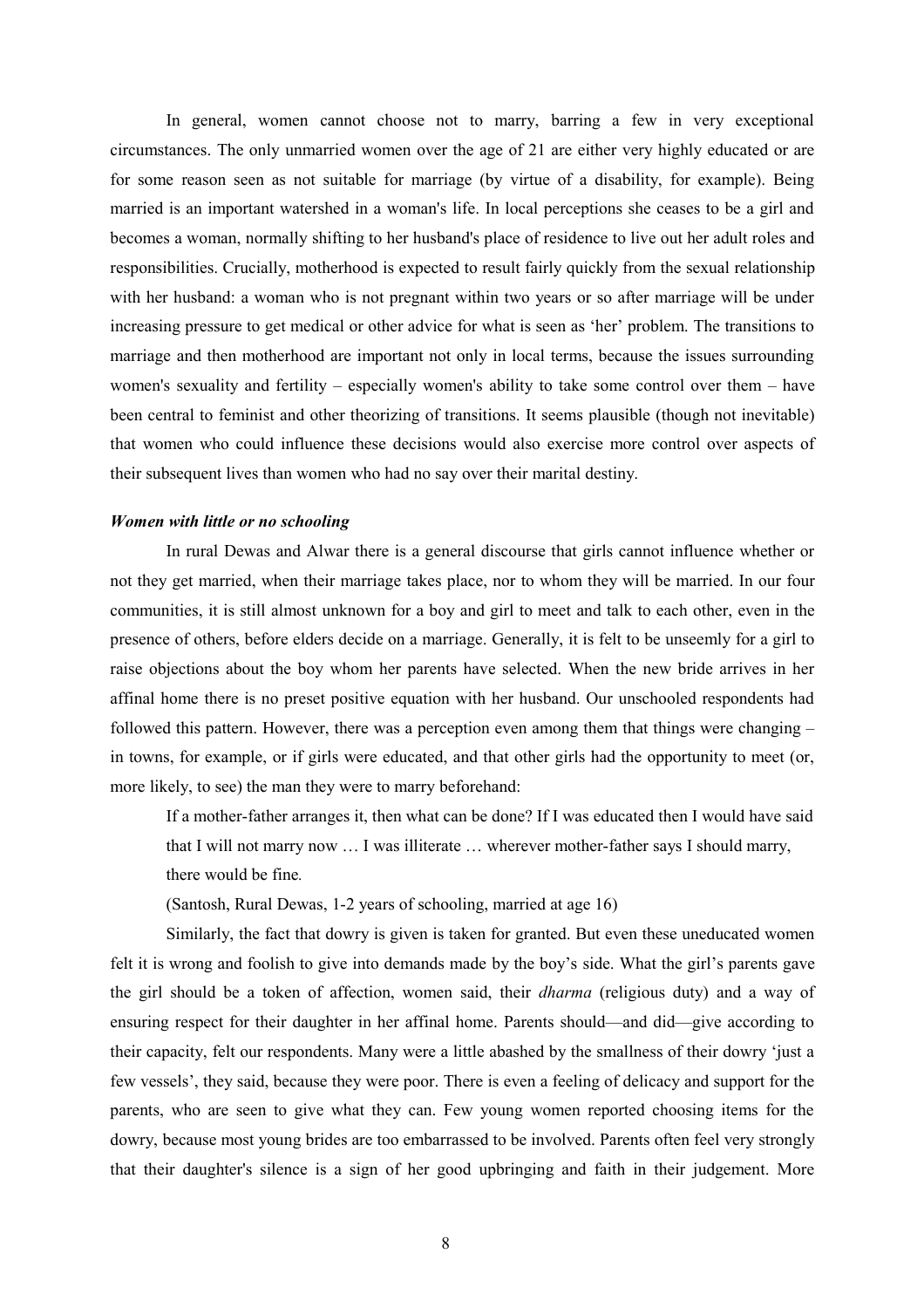In general, women cannot choose not to marry, barring a few in very exceptional circumstances. The only unmarried women over the age of 21 are either very highly educated or are for some reason seen as not suitable for marriage (by virtue of a disability, for example). Being married is an important watershed in a woman's life. In local perceptions she ceases to be a girl and becomes a woman, normally shifting to her husband's place of residence to live out her adult roles and responsibilities. Crucially, motherhood is expected to result fairly quickly from the sexual relationship with her husband: a woman who is not pregnant within two years or so after marriage will be under increasing pressure to get medical or other advice for what is seen as 'her' problem. The transitions to marriage and then motherhood are important not only in local terms, because the issues surrounding women's sexuality and fertility – especially women's ability to take some control over them – have been central to feminist and other theorizing of transitions. It seems plausible (though not inevitable) that women who could influence these decisions would also exercise more control over aspects of their subsequent lives than women who had no say over their marital destiny.

### *Women with little or no schooling*

In rural Dewas and Alwar there is a general discourse that girls cannot influence whether or not they get married, when their marriage takes place, nor to whom they will be married. In our four communities, it is still almost unknown for a boy and girl to meet and talk to each other, even in the presence of others, before elders decide on a marriage. Generally, it is felt to be unseemly for a girl to raise objections about the boy whom her parents have selected. When the new bride arrives in her affinal home there is no preset positive equation with her husband. Our unschooled respondents had followed this pattern. However, there was a perception even among them that things were changing – in towns, for example, or if girls were educated, and that other girls had the opportunity to meet (or, more likely, to see) the man they were to marry beforehand:

> If a mother-father arranges it, then what can be done? If I was educated then I would have said that I will not marry now … I was illiterate … wherever mother-father says I should marry, there would be fine.
>
> (Santosh, Rural Dewas, 1-2 years of schooling, married at age 16)

Similarly, the fact that dowry is given is taken for granted. But even these uneducated women felt it is wrong and foolish to give into demands made by the boy's side. What the girl's parents gave the girl should be a token of affection, women said, their *dharma* (religious duty) and a way of ensuring respect for their daughter in her affinal home. Parents should—and did—give according to their capacity, felt our respondents. Many were a little abashed by the smallness of their dowry 'just a few vessels', they said, because they were poor. There is even a feeling of delicacy and support for the parents, who are seen to give what they can. Few young women reported choosing items for the dowry, because most young brides are too embarrassed to be involved. Parents often feel very strongly that their daughter's silence is a sign of her good upbringing and faith in their judgement. More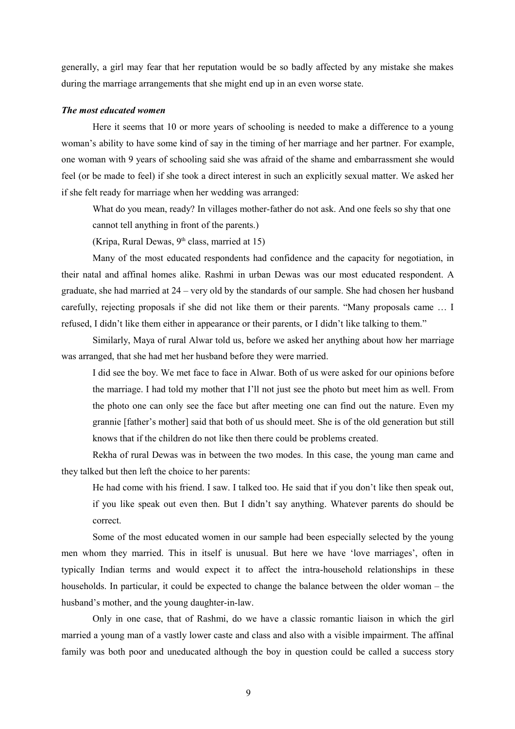generally, a girl may fear that her reputation would be so badly affected by any mistake she makes during the marriage arrangements that she might end up in an even worse state.

### *The most educated women*

Here it seems that 10 or more years of schooling is needed to make a difference to a young woman's ability to have some kind of say in the timing of her marriage and her partner. For example, one woman with 9 years of schooling said she was afraid of the shame and embarrassment she would feel (or be made to feel) if she took a direct interest in such an explicitly sexual matter. We asked her if she felt ready for marriage when her wedding was arranged:

> What do you mean, ready? In villages mother-father do not ask. And one feels so shy that one cannot tell anything in front of the parents.)
>
> (Kripa, Rural Dewas, 9th class, married at 15)

Many of the most educated respondents had confidence and the capacity for negotiation, in their natal and affinal homes alike. Rashmi in urban Dewas was our most educated respondent. A graduate, she had married at 24 – very old by the standards of our sample. She had chosen her husband carefully, rejecting proposals if she did not like them or their parents. "Many proposals came … I refused, I didn't like them either in appearance or their parents, or I didn't like talking to them."

Similarly, Maya of rural Alwar told us, before we asked her anything about how her marriage was arranged, that she had met her husband before they were married.

> I did see the boy. We met face to face in Alwar. Both of us were asked for our opinions before the marriage. I had told my mother that I'll not just see the photo but meet him as well. From the photo one can only see the face but after meeting one can find out the nature. Even my grannie [father's mother] said that both of us should meet. She is of the old generation but still knows that if the children do not like then there could be problems created.

Rekha of rural Dewas was in between the two modes. In this case, the young man came and they talked but then left the choice to her parents:

> He had come with his friend. I saw. I talked too. He said that if you don't like then speak out, if you like speak out even then. But I didn't say anything. Whatever parents do should be correct.

Some of the most educated women in our sample had been especially selected by the young men whom they married. This in itself is unusual. But here we have 'love marriages', often in typically Indian terms and would expect it to affect the intra-household relationships in these households. In particular, it could be expected to change the balance between the older woman – the husband's mother, and the young daughter-in-law.

Only in one case, that of Rashmi, do we have a classic romantic liaison in which the girl married a young man of a vastly lower caste and class and also with a visible impairment. The affinal family was both poor and uneducated although the boy in question could be called a success story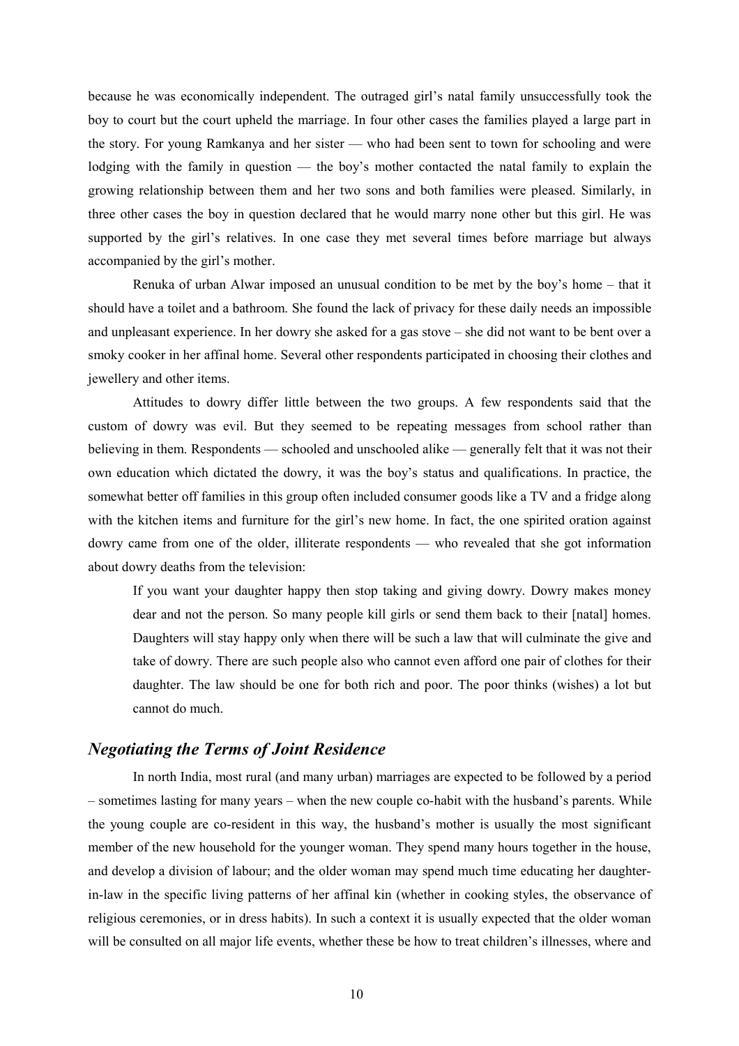because he was economically independent. The outraged girl's natal family unsuccessfully took the boy to court but the court upheld the marriage. In four other cases the families played a large part in the story. For young Ramkanya and her sister — who had been sent to town for schooling and were lodging with the family in question — the boy's mother contacted the natal family to explain the growing relationship between them and her two sons and both families were pleased. Similarly, in three other cases the boy in question declared that he would marry none other but this girl. He was supported by the girl's relatives. In one case they met several times before marriage but always accompanied by the girl's mother.

Renuka of urban Alwar imposed an unusual condition to be met by the boy's home – that it should have a toilet and a bathroom. She found the lack of privacy for these daily needs an impossible and unpleasant experience. In her dowry she asked for a gas stove – she did not want to be bent over a smoky cooker in her affinal home. Several other respondents participated in choosing their clothes and jewellery and other items.

Attitudes to dowry differ little between the two groups. A few respondents said that the custom of dowry was evil. But they seemed to be repeating messages from school rather than believing in them. Respondents — schooled and unschooled alike — generally felt that it was not their own education which dictated the dowry, it was the boy's status and qualifications. In practice, the somewhat better off families in this group often included consumer goods like a TV and a fridge along with the kitchen items and furniture for the girl's new home. In fact, the one spirited oration against dowry came from one of the older, illiterate respondents — who revealed that she got information about dowry deaths from the television:

> If you want your daughter happy then stop taking and giving dowry. Dowry makes money dear and not the person. So many people kill girls or send them back to their [natal] homes. Daughters will stay happy only when there will be such a law that will culminate the give and take of dowry. There are such people also who cannot even afford one pair of clothes for their daughter. The law should be one for both rich and poor. The poor thinks (wishes) a lot but cannot do much.

## *Negotiating the Terms of Joint Residence*

In north India, most rural (and many urban) marriages are expected to be followed by a period – sometimes lasting for many years – when the new couple co-habit with the husband's parents. While the young couple are co-resident in this way, the husband's mother is usually the most significant member of the new household for the younger woman. They spend many hours together in the house, and develop a division of labour; and the older woman may spend much time educating her daughter-in-law in the specific living patterns of her affinal kin (whether in cooking styles, the observance of religious ceremonies, or in dress habits). In such a context it is usually expected that the older woman will be consulted on all major life events, whether these be how to treat children's illnesses, where and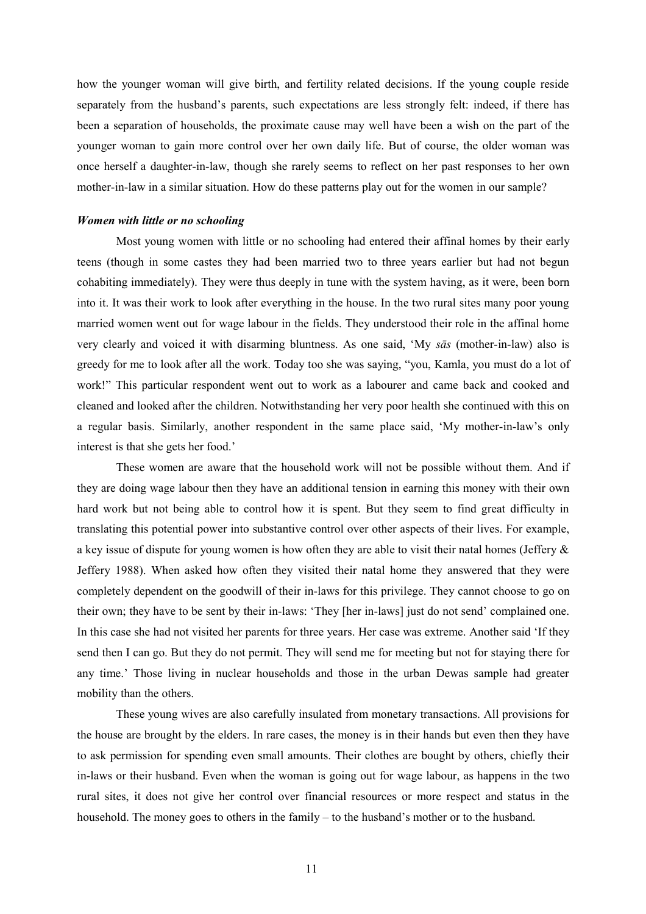how the younger woman will give birth, and fertility related decisions. If the young couple reside separately from the husband's parents, such expectations are less strongly felt: indeed, if there has been a separation of households, the proximate cause may well have been a wish on the part of the younger woman to gain more control over her own daily life. But of course, the older woman was once herself a daughter-in-law, though she rarely seems to reflect on her past responses to her own mother-in-law in a similar situation. How do these patterns play out for the women in our sample?

### *Women with little or no schooling*

Most young women with little or no schooling had entered their affinal homes by their early teens (though in some castes they had been married two to three years earlier but had not begun cohabiting immediately). They were thus deeply in tune with the system having, as it were, been born into it. It was their work to look after everything in the house. In the two rural sites many poor young married women went out for wage labour in the fields. They understood their role in the affinal home very clearly and voiced it with disarming bluntness. As one said, 'My *sās* (mother-in-law) also is greedy for me to look after all the work. Today too she was saying, "you, Kamla, you must do a lot of work!" This particular respondent went out to work as a labourer and came back and cooked and cleaned and looked after the children. Notwithstanding her very poor health she continued with this on a regular basis. Similarly, another respondent in the same place said, 'My mother-in-law's only interest is that she gets her food.'

These women are aware that the household work will not be possible without them. And if they are doing wage labour then they have an additional tension in earning this money with their own hard work but not being able to control how it is spent. But they seem to find great difficulty in translating this potential power into substantive control over other aspects of their lives. For example, a key issue of dispute for young women is how often they are able to visit their natal homes (Jeffery & Jeffery 1988). When asked how often they visited their natal home they answered that they were completely dependent on the goodwill of their in-laws for this privilege. They cannot choose to go on their own; they have to be sent by their in-laws: 'They [her in-laws] just do not send' complained one. In this case she had not visited her parents for three years. Her case was extreme. Another said 'If they send then I can go. But they do not permit. They will send me for meeting but not for staying there for any time.' Those living in nuclear households and those in the urban Dewas sample had greater mobility than the others.

These young wives are also carefully insulated from monetary transactions. All provisions for the house are brought by the elders. In rare cases, the money is in their hands but even then they have to ask permission for spending even small amounts. Their clothes are bought by others, chiefly their in-laws or their husband. Even when the woman is going out for wage labour, as happens in the two rural sites, it does not give her control over financial resources or more respect and status in the household. The money goes to others in the family – to the husband's mother or to the husband.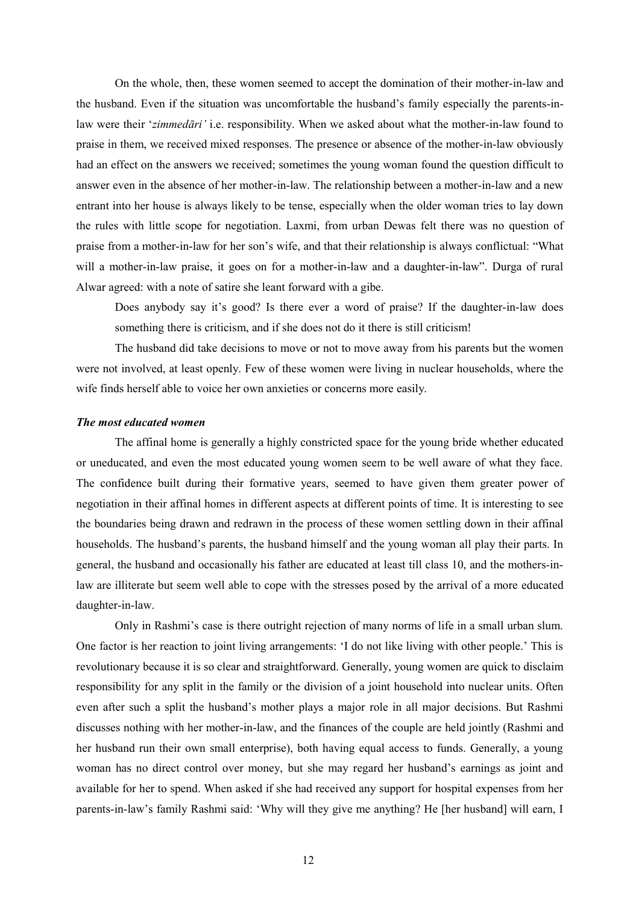On the whole, then, these women seemed to accept the domination of their mother-in-law and the husband. Even if the situation was uncomfortable the husband's family especially the parents-in-law were their '*zimmedāri'* i.e. responsibility. When we asked about what the mother-in-law found to praise in them, we received mixed responses. The presence or absence of the mother-in-law obviously had an effect on the answers we received; sometimes the young woman found the question difficult to answer even in the absence of her mother-in-law. The relationship between a mother-in-law and a new entrant into her house is always likely to be tense, especially when the older woman tries to lay down the rules with little scope for negotiation. Laxmi, from urban Dewas felt there was no question of praise from a mother-in-law for her son's wife, and that their relationship is always conflictual: "What will a mother-in-law praise, it goes on for a mother-in-law and a daughter-in-law". Durga of rural Alwar agreed: with a note of satire she leant forward with a gibe.

> Does anybody say it's good? Is there ever a word of praise? If the daughter-in-law does something there is criticism, and if she does not do it there is still criticism!

The husband did take decisions to move or not to move away from his parents but the women were not involved, at least openly. Few of these women were living in nuclear households, where the wife finds herself able to voice her own anxieties or concerns more easily.

### *The most educated women*

The affinal home is generally a highly constricted space for the young bride whether educated or uneducated, and even the most educated young women seem to be well aware of what they face. The confidence built during their formative years, seemed to have given them greater power of negotiation in their affinal homes in different aspects at different points of time. It is interesting to see the boundaries being drawn and redrawn in the process of these women settling down in their affinal households. The husband's parents, the husband himself and the young woman all play their parts. In general, the husband and occasionally his father are educated at least till class 10, and the mothers-in-law are illiterate but seem well able to cope with the stresses posed by the arrival of a more educated daughter-in-law.

Only in Rashmi's case is there outright rejection of many norms of life in a small urban slum. One factor is her reaction to joint living arrangements: 'I do not like living with other people.' This is revolutionary because it is so clear and straightforward. Generally, young women are quick to disclaim responsibility for any split in the family or the division of a joint household into nuclear units. Often even after such a split the husband's mother plays a major role in all major decisions. But Rashmi discusses nothing with her mother-in-law, and the finances of the couple are held jointly (Rashmi and her husband run their own small enterprise), both having equal access to funds. Generally, a young woman has no direct control over money, but she may regard her husband's earnings as joint and available for her to spend. When asked if she had received any support for hospital expenses from her parents-in-law's family Rashmi said: 'Why will they give me anything? He [her husband] will earn, I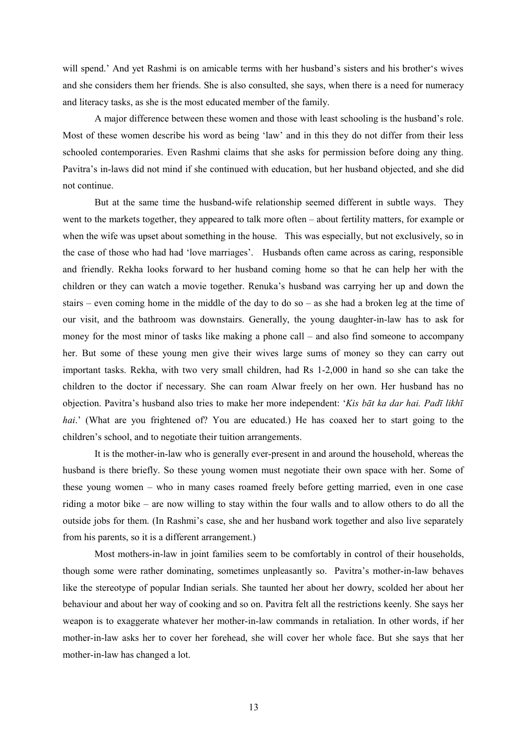will spend.' And yet Rashmi is on amicable terms with her husband's sisters and his brother's wives and she considers them her friends. She is also consulted, she says, when there is a need for numeracy and literacy tasks, as she is the most educated member of the family.

A major difference between these women and those with least schooling is the husband's role. Most of these women describe his word as being 'law' and in this they do not differ from their less schooled contemporaries. Even Rashmi claims that she asks for permission before doing any thing. Pavitra's in-laws did not mind if she continued with education, but her husband objected, and she did not continue.

But at the same time the husband-wife relationship seemed different in subtle ways. They went to the markets together, they appeared to talk more often – about fertility matters, for example or when the wife was upset about something in the house. This was especially, but not exclusively, so in the case of those who had had 'love marriages'. Husbands often came across as caring, responsible and friendly. Rekha looks forward to her husband coming home so that he can help her with the children or they can watch a movie together. Renuka's husband was carrying her up and down the stairs – even coming home in the middle of the day to do so – as she had a broken leg at the time of our visit, and the bathroom was downstairs. Generally, the young daughter-in-law has to ask for money for the most minor of tasks like making a phone call – and also find someone to accompany her. But some of these young men give their wives large sums of money so they can carry out important tasks. Rekha, with two very small children, had Rs 1-2,000 in hand so she can take the children to the doctor if necessary. She can roam Alwar freely on her own. Her husband has no objection. Pavitra's husband also tries to make her more independent: '*Kis bāt ka dar hai. Padī likhī hai*.' (What are you frightened of? You are educated.) He has coaxed her to start going to the children's school, and to negotiate their tuition arrangements.

It is the mother-in-law who is generally ever-present in and around the household, whereas the husband is there briefly. So these young women must negotiate their own space with her. Some of these young women – who in many cases roamed freely before getting married, even in one case riding a motor bike – are now willing to stay within the four walls and to allow others to do all the outside jobs for them. (In Rashmi's case, she and her husband work together and also live separately from his parents, so it is a different arrangement.)

Most mothers-in-law in joint families seem to be comfortably in control of their households, though some were rather dominating, sometimes unpleasantly so. Pavitra's mother-in-law behaves like the stereotype of popular Indian serials. She taunted her about her dowry, scolded her about her behaviour and about her way of cooking and so on. Pavitra felt all the restrictions keenly. She says her weapon is to exaggerate whatever her mother-in-law commands in retaliation. In other words, if her mother-in-law asks her to cover her forehead, she will cover her whole face. But she says that her mother-in-law has changed a lot.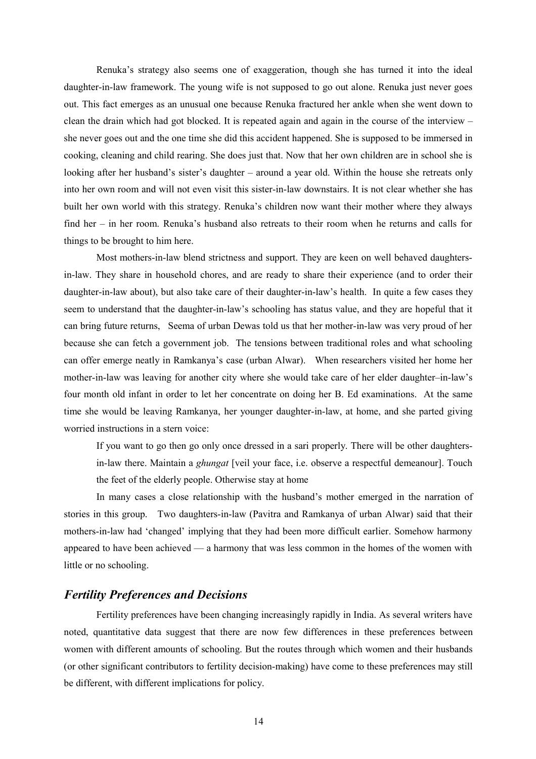Renuka's strategy also seems one of exaggeration, though she has turned it into the ideal daughter-in-law framework. The young wife is not supposed to go out alone. Renuka just never goes out. This fact emerges as an unusual one because Renuka fractured her ankle when she went down to clean the drain which had got blocked. It is repeated again and again in the course of the interview – she never goes out and the one time she did this accident happened. She is supposed to be immersed in cooking, cleaning and child rearing. She does just that. Now that her own children are in school she is looking after her husband's sister's daughter – around a year old. Within the house she retreats only into her own room and will not even visit this sister-in-law downstairs. It is not clear whether she has built her own world with this strategy. Renuka's children now want their mother where they always find her – in her room. Renuka's husband also retreats to their room when he returns and calls for things to be brought to him here.

Most mothers-in-law blend strictness and support. They are keen on well behaved daughters-in-law. They share in household chores, and are ready to share their experience (and to order their daughter-in-law about), but also take care of their daughter-in-law's health. In quite a few cases they seem to understand that the daughter-in-law's schooling has status value, and they are hopeful that it can bring future returns, Seema of urban Dewas told us that her mother-in-law was very proud of her because she can fetch a government job. The tensions between traditional roles and what schooling can offer emerge neatly in Ramkanya's case (urban Alwar). When researchers visited her home her mother-in-law was leaving for another city where she would take care of her elder daughter–in-law's four month old infant in order to let her concentrate on doing her B. Ed examinations. At the same time she would be leaving Ramkanya, her younger daughter-in-law, at home, and she parted giving worried instructions in a stern voice:

> If you want to go then go only once dressed in a sari properly. There will be other daughters-in-law there. Maintain a *ghungat* [veil your face, i.e. observe a respectful demeanour]. Touch the feet of the elderly people. Otherwise stay at home

In many cases a close relationship with the husband's mother emerged in the narration of stories in this group. Two daughters-in-law (Pavitra and Ramkanya of urban Alwar) said that their mothers-in-law had 'changed' implying that they had been more difficult earlier. Somehow harmony appeared to have been achieved — a harmony that was less common in the homes of the women with little or no schooling.

## *Fertility Preferences and Decisions*

Fertility preferences have been changing increasingly rapidly in India. As several writers have noted, quantitative data suggest that there are now few differences in these preferences between women with different amounts of schooling. But the routes through which women and their husbands (or other significant contributors to fertility decision-making) have come to these preferences may still be different, with different implications for policy.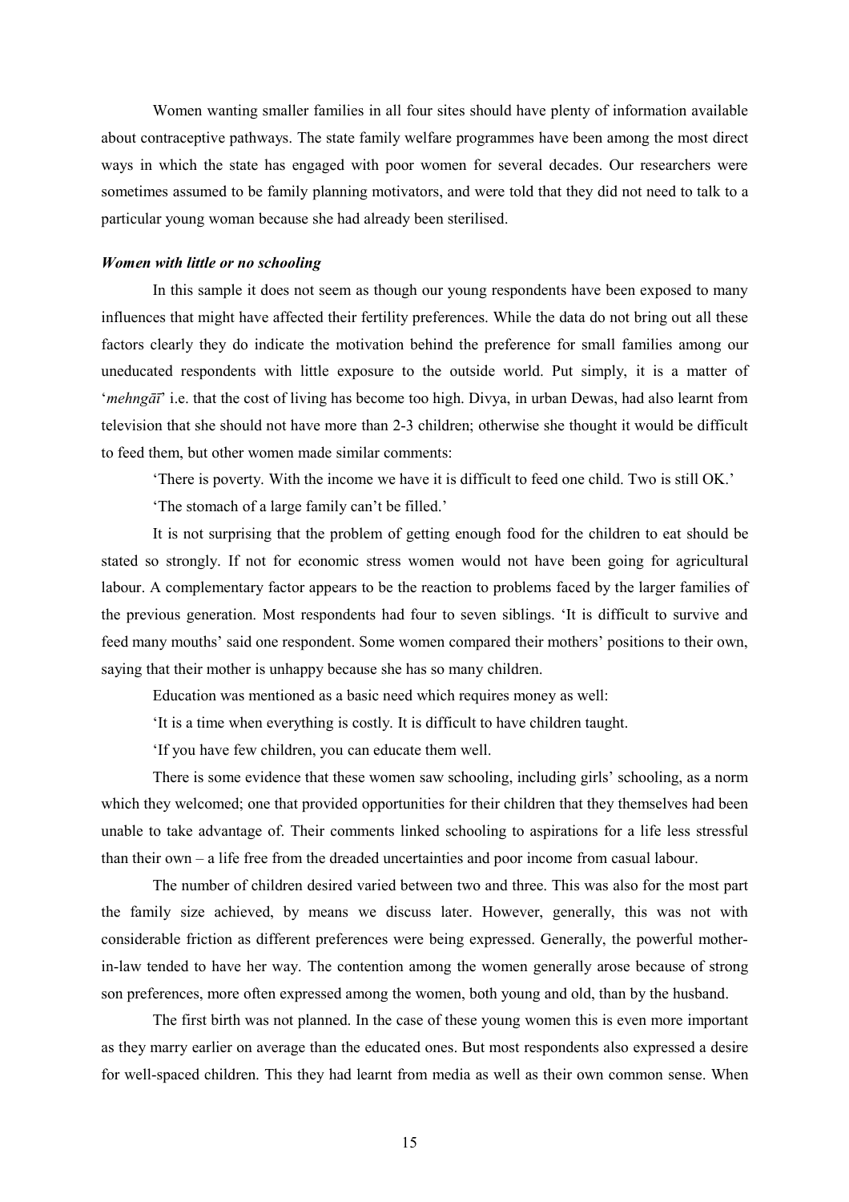Women wanting smaller families in all four sites should have plenty of information available about contraceptive pathways. The state family welfare programmes have been among the most direct ways in which the state has engaged with poor women for several decades. Our researchers were sometimes assumed to be family planning motivators, and were told that they did not need to talk to a particular young woman because she had already been sterilised.

### *Women with little or no schooling*

In this sample it does not seem as though our young respondents have been exposed to many influences that might have affected their fertility preferences. While the data do not bring out all these factors clearly they do indicate the motivation behind the preference for small families among our uneducated respondents with little exposure to the outside world. Put simply, it is a matter of '*mehngāī*' i.e. that the cost of living has become too high. Divya, in urban Dewas, had also learnt from television that she should not have more than 2-3 children; otherwise she thought it would be difficult to feed them, but other women made similar comments:

'There is poverty. With the income we have it is difficult to feed one child. Two is still OK.'

'The stomach of a large family can't be filled.'

It is not surprising that the problem of getting enough food for the children to eat should be stated so strongly. If not for economic stress women would not have been going for agricultural labour. A complementary factor appears to be the reaction to problems faced by the larger families of the previous generation. Most respondents had four to seven siblings. 'It is difficult to survive and feed many mouths' said one respondent. Some women compared their mothers' positions to their own, saying that their mother is unhappy because she has so many children.

Education was mentioned as a basic need which requires money as well:

'It is a time when everything is costly. It is difficult to have children taught.

'If you have few children, you can educate them well.

There is some evidence that these women saw schooling, including girls' schooling, as a norm which they welcomed; one that provided opportunities for their children that they themselves had been unable to take advantage of. Their comments linked schooling to aspirations for a life less stressful than their own – a life free from the dreaded uncertainties and poor income from casual labour.

The number of children desired varied between two and three. This was also for the most part the family size achieved, by means we discuss later. However, generally, this was not with considerable friction as different preferences were being expressed. Generally, the powerful mother-in-law tended to have her way. The contention among the women generally arose because of strong son preferences, more often expressed among the women, both young and old, than by the husband.

The first birth was not planned. In the case of these young women this is even more important as they marry earlier on average than the educated ones. But most respondents also expressed a desire for well-spaced children. This they had learnt from media as well as their own common sense. When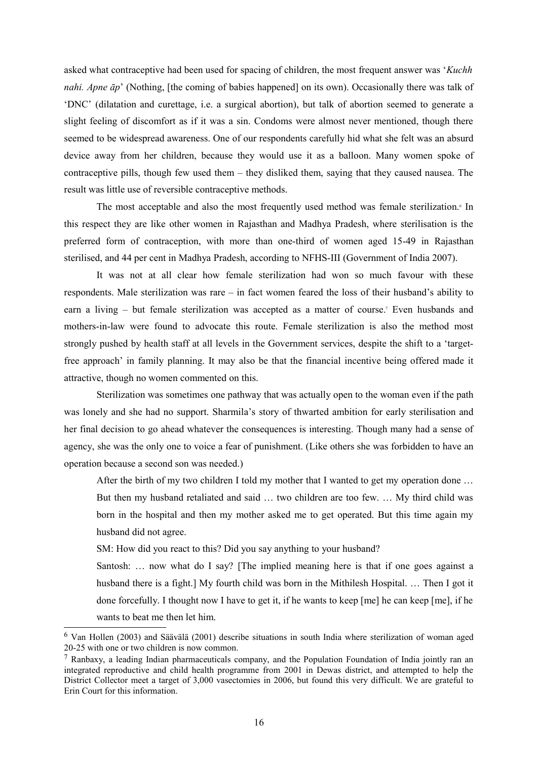asked what contraceptive had been used for spacing of children, the most frequent answer was '*Kuchh nahi. Apne āp*' (Nothing, [the coming of babies happened] on its own). Occasionally there was talk of 'DNC' (dilatation and curettage, i.e. a surgical abortion), but talk of abortion seemed to generate a slight feeling of discomfort as if it was a sin. Condoms were almost never mentioned, though there seemed to be widespread awareness. One of our respondents carefully hid what she felt was an absurd device away from her children, because they would use it as a balloon. Many women spoke of contraceptive pills, though few used them – they disliked them, saying that they caused nausea. The result was little use of reversible contraceptive methods.

The most acceptable and also the most frequently used method was female sterilization.[6] In this respect they are like other women in Rajasthan and Madhya Pradesh, where sterilisation is the preferred form of contraception, with more than one-third of women aged 15-49 in Rajasthan sterilised, and 44 per cent in Madhya Pradesh, according to NFHS-III (Government of India 2007).

It was not at all clear how female sterilization had won so much favour with these respondents. Male sterilization was rare – in fact women feared the loss of their husband's ability to earn a living – but female sterilization was accepted as a matter of course.[7] Even husbands and mothers-in-law were found to advocate this route. Female sterilization is also the method most strongly pushed by health staff at all levels in the Government services, despite the shift to a 'target-free approach' in family planning. It may also be that the financial incentive being offered made it attractive, though no women commented on this.

Sterilization was sometimes one pathway that was actually open to the woman even if the path was lonely and she had no support. Sharmila's story of thwarted ambition for early sterilisation and her final decision to go ahead whatever the consequences is interesting. Though many had a sense of agency, she was the only one to voice a fear of punishment. (Like others she was forbidden to have an operation because a second son was needed.)

> After the birth of my two children I told my mother that I wanted to get my operation done … But then my husband retaliated and said … two children are too few. … My third child was born in the hospital and then my mother asked me to get operated. But this time again my husband did not agree.
>
> SM: How did you react to this? Did you say anything to your husband?
>
> Santosh: … now what do I say? [The implied meaning here is that if one goes against a husband there is a fight.] My fourth child was born in the Mithilesh Hospital. … Then I got it done forcefully. I thought now I have to get it, if he wants to keep [me] he can keep [me], if he wants to beat me then let him.

---

[6] Van Hollen (2003) and Säävälä (2001) describe situations in south India where sterilization of woman aged 20-25 with one or two children is now common.

[7] Ranbaxy, a leading Indian pharmaceuticals company, and the Population Foundation of India jointly ran an integrated reproductive and child health programme from 2001 in Dewas district, and attempted to help the District Collector meet a target of 3,000 vasectomies in 2006, but found this very difficult. We are grateful to Erin Court for this information.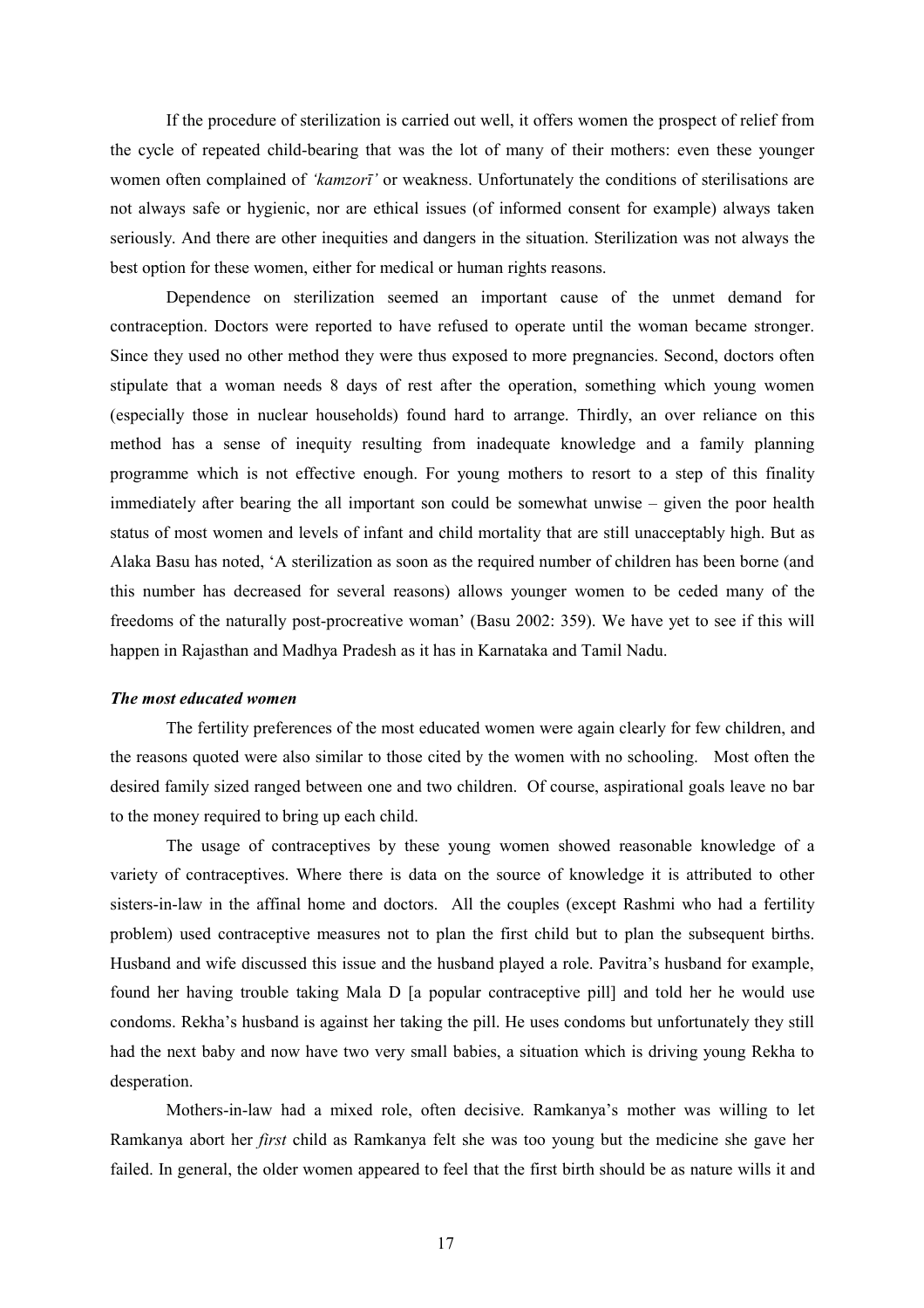If the procedure of sterilization is carried out well, it offers women the prospect of relief from the cycle of repeated child-bearing that was the lot of many of their mothers: even these younger women often complained of *'kamzorī'* or weakness. Unfortunately the conditions of sterilisations are not always safe or hygienic, nor are ethical issues (of informed consent for example) always taken seriously. And there are other inequities and dangers in the situation. Sterilization was not always the best option for these women, either for medical or human rights reasons.

Dependence on sterilization seemed an important cause of the unmet demand for contraception. Doctors were reported to have refused to operate until the woman became stronger. Since they used no other method they were thus exposed to more pregnancies. Second, doctors often stipulate that a woman needs 8 days of rest after the operation, something which young women (especially those in nuclear households) found hard to arrange. Thirdly, an over reliance on this method has a sense of inequity resulting from inadequate knowledge and a family planning programme which is not effective enough. For young mothers to resort to a step of this finality immediately after bearing the all important son could be somewhat unwise – given the poor health status of most women and levels of infant and child mortality that are still unacceptably high. But as Alaka Basu has noted, 'A sterilization as soon as the required number of children has been borne (and this number has decreased for several reasons) allows younger women to be ceded many of the freedoms of the naturally post-procreative woman' (Basu 2002: 359). We have yet to see if this will happen in Rajasthan and Madhya Pradesh as it has in Karnataka and Tamil Nadu.

### *The most educated women*

The fertility preferences of the most educated women were again clearly for few children, and the reasons quoted were also similar to those cited by the women with no schooling. Most often the desired family sized ranged between one and two children. Of course, aspirational goals leave no bar to the money required to bring up each child.

The usage of contraceptives by these young women showed reasonable knowledge of a variety of contraceptives. Where there is data on the source of knowledge it is attributed to other sisters-in-law in the affinal home and doctors. All the couples (except Rashmi who had a fertility problem) used contraceptive measures not to plan the first child but to plan the subsequent births. Husband and wife discussed this issue and the husband played a role. Pavitra's husband for example, found her having trouble taking Mala D [a popular contraceptive pill] and told her he would use condoms. Rekha's husband is against her taking the pill. He uses condoms but unfortunately they still had the next baby and now have two very small babies, a situation which is driving young Rekha to desperation.

Mothers-in-law had a mixed role, often decisive. Ramkanya's mother was willing to let Ramkanya abort her *first* child as Ramkanya felt she was too young but the medicine she gave her failed. In general, the older women appeared to feel that the first birth should be as nature wills it and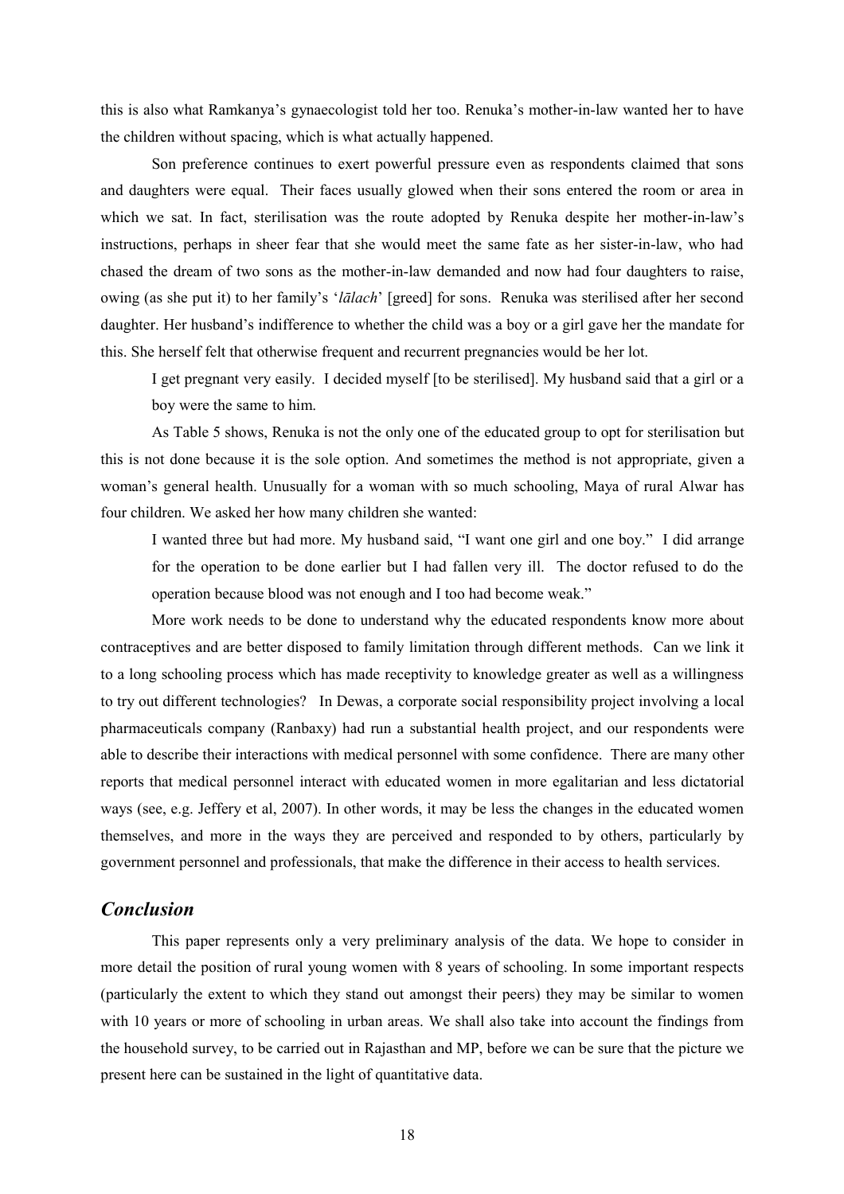this is also what Ramkanya's gynaecologist told her too. Renuka's mother-in-law wanted her to have the children without spacing, which is what actually happened.

Son preference continues to exert powerful pressure even as respondents claimed that sons and daughters were equal. Their faces usually glowed when their sons entered the room or area in which we sat. In fact, sterilisation was the route adopted by Renuka despite her mother-in-law's instructions, perhaps in sheer fear that she would meet the same fate as her sister-in-law, who had chased the dream of two sons as the mother-in-law demanded and now had four daughters to raise, owing (as she put it) to her family's '*lālach*' [greed] for sons. Renuka was sterilised after her second daughter. Her husband's indifference to whether the child was a boy or a girl gave her the mandate for this. She herself felt that otherwise frequent and recurrent pregnancies would be her lot.

> I get pregnant very easily. I decided myself [to be sterilised]. My husband said that a girl or a boy were the same to him.

As Table 5 shows, Renuka is not the only one of the educated group to opt for sterilisation but this is not done because it is the sole option. And sometimes the method is not appropriate, given a woman's general health. Unusually for a woman with so much schooling, Maya of rural Alwar has four children. We asked her how many children she wanted:

> I wanted three but had more. My husband said, "I want one girl and one boy." I did arrange for the operation to be done earlier but I had fallen very ill. The doctor refused to do the operation because blood was not enough and I too had become weak."

More work needs to be done to understand why the educated respondents know more about contraceptives and are better disposed to family limitation through different methods. Can we link it to a long schooling process which has made receptivity to knowledge greater as well as a willingness to try out different technologies? In Dewas, a corporate social responsibility project involving a local pharmaceuticals company (Ranbaxy) had run a substantial health project, and our respondents were able to describe their interactions with medical personnel with some confidence. There are many other reports that medical personnel interact with educated women in more egalitarian and less dictatorial ways (see, e.g. Jeffery et al, 2007). In other words, it may be less the changes in the educated women themselves, and more in the ways they are perceived and responded to by others, particularly by government personnel and professionals, that make the difference in their access to health services.

## *Conclusion*

This paper represents only a very preliminary analysis of the data. We hope to consider in more detail the position of rural young women with 8 years of schooling. In some important respects (particularly the extent to which they stand out amongst their peers) they may be similar to women with 10 years or more of schooling in urban areas. We shall also take into account the findings from the household survey, to be carried out in Rajasthan and MP, before we can be sure that the picture we present here can be sustained in the light of quantitative data.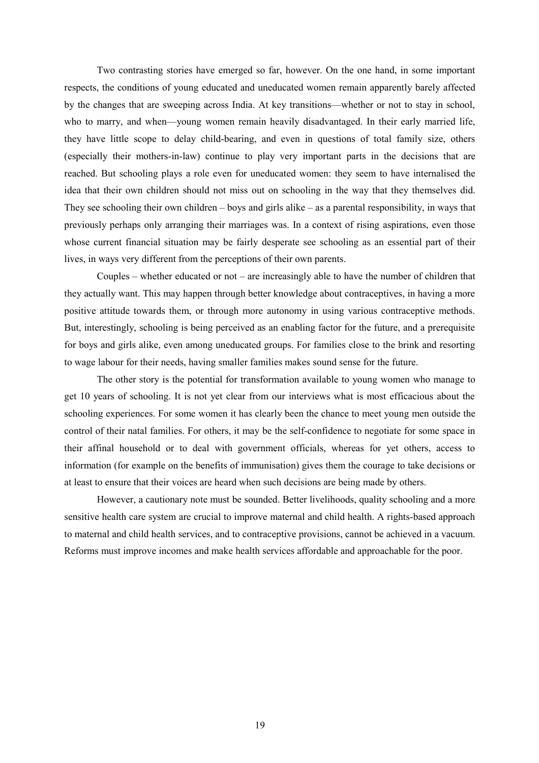Two contrasting stories have emerged so far, however. On the one hand, in some important respects, the conditions of young educated and uneducated women remain apparently barely affected by the changes that are sweeping across India. At key transitions—whether or not to stay in school, who to marry, and when—young women remain heavily disadvantaged. In their early married life, they have little scope to delay child-bearing, and even in questions of total family size, others (especially their mothers-in-law) continue to play very important parts in the decisions that are reached. But schooling plays a role even for uneducated women: they seem to have internalised the idea that their own children should not miss out on schooling in the way that they themselves did. They see schooling their own children – boys and girls alike – as a parental responsibility, in ways that previously perhaps only arranging their marriages was. In a context of rising aspirations, even those whose current financial situation may be fairly desperate see schooling as an essential part of their lives, in ways very different from the perceptions of their own parents.

Couples – whether educated or not – are increasingly able to have the number of children that they actually want. This may happen through better knowledge about contraceptives, in having a more positive attitude towards them, or through more autonomy in using various contraceptive methods. But, interestingly, schooling is being perceived as an enabling factor for the future, and a prerequisite for boys and girls alike, even among uneducated groups. For families close to the brink and resorting to wage labour for their needs, having smaller families makes sound sense for the future.

The other story is the potential for transformation available to young women who manage to get 10 years of schooling. It is not yet clear from our interviews what is most efficacious about the schooling experiences. For some women it has clearly been the chance to meet young men outside the control of their natal families. For others, it may be the self-confidence to negotiate for some space in their affinal household or to deal with government officials, whereas for yet others, access to information (for example on the benefits of immunisation) gives them the courage to take decisions or at least to ensure that their voices are heard when such decisions are being made by others.

However, a cautionary note must be sounded. Better livelihoods, quality schooling and a more sensitive health care system are crucial to improve maternal and child health. A rights-based approach to maternal and child health services, and to contraceptive provisions, cannot be achieved in a vacuum. Reforms must improve incomes and make health services affordable and approachable for the poor.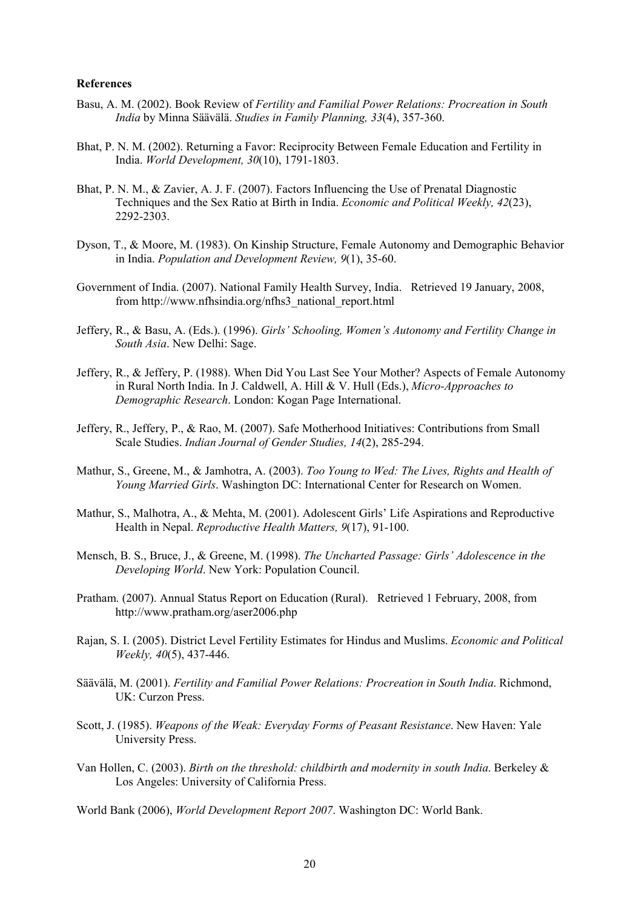**References**

Basu, A. M. (2002). Book Review of *Fertility and Familial Power Relations: Procreation in South India* by Minna Säävälä. *Studies in Family Planning, 33*(4), 357-360.

Bhat, P. N. M. (2002). Returning a Favor: Reciprocity Between Female Education and Fertility in India. *World Development, 30*(10), 1791-1803.

Bhat, P. N. M., & Zavier, A. J. F. (2007). Factors Influencing the Use of Prenatal Diagnostic Techniques and the Sex Ratio at Birth in India. *Economic and Political Weekly, 42*(23), 2292-2303.

Dyson, T., & Moore, M. (1983). On Kinship Structure, Female Autonomy and Demographic Behavior in India. *Population and Development Review, 9*(1), 35-60.

Government of India. (2007). National Family Health Survey, India. Retrieved 19 January, 2008, from http://www.nfhsindia.org/nfhs3_national_report.html

Jeffery, R., & Basu, A. (Eds.). (1996). *Girls' Schooling, Women's Autonomy and Fertility Change in South Asia*. New Delhi: Sage.

Jeffery, R., & Jeffery, P. (1988). When Did You Last See Your Mother? Aspects of Female Autonomy in Rural North India. In J. Caldwell, A. Hill & V. Hull (Eds.), *Micro-Approaches to Demographic Research*. London: Kogan Page International.

Jeffery, R., Jeffery, P., & Rao, M. (2007). Safe Motherhood Initiatives: Contributions from Small Scale Studies. *Indian Journal of Gender Studies, 14*(2), 285-294.

Mathur, S., Greene, M., & Jamhotra, A. (2003). *Too Young to Wed: The Lives, Rights and Health of Young Married Girls*. Washington DC: International Center for Research on Women.

Mathur, S., Malhotra, A., & Mehta, M. (2001). Adolescent Girls' Life Aspirations and Reproductive Health in Nepal. *Reproductive Health Matters, 9*(17), 91-100.

Mensch, B. S., Bruce, J., & Greene, M. (1998). *The Uncharted Passage: Girls' Adolescence in the Developing World*. New York: Population Council.

Pratham. (2007). Annual Status Report on Education (Rural). Retrieved 1 February, 2008, from http://www.pratham.org/aser2006.php

Rajan, S. I. (2005). District Level Fertility Estimates for Hindus and Muslims. *Economic and Political Weekly, 40*(5), 437-446.

Säävälä, M. (2001). *Fertility and Familial Power Relations: Procreation in South India*. Richmond, UK: Curzon Press.

Scott, J. (1985). *Weapons of the Weak: Everyday Forms of Peasant Resistance*. New Haven: Yale University Press.

Van Hollen, C. (2003). *Birth on the threshold: childbirth and modernity in south India*. Berkeley & Los Angeles: University of California Press.

World Bank (2006), *World Development Report 2007*. Washington DC: World Bank.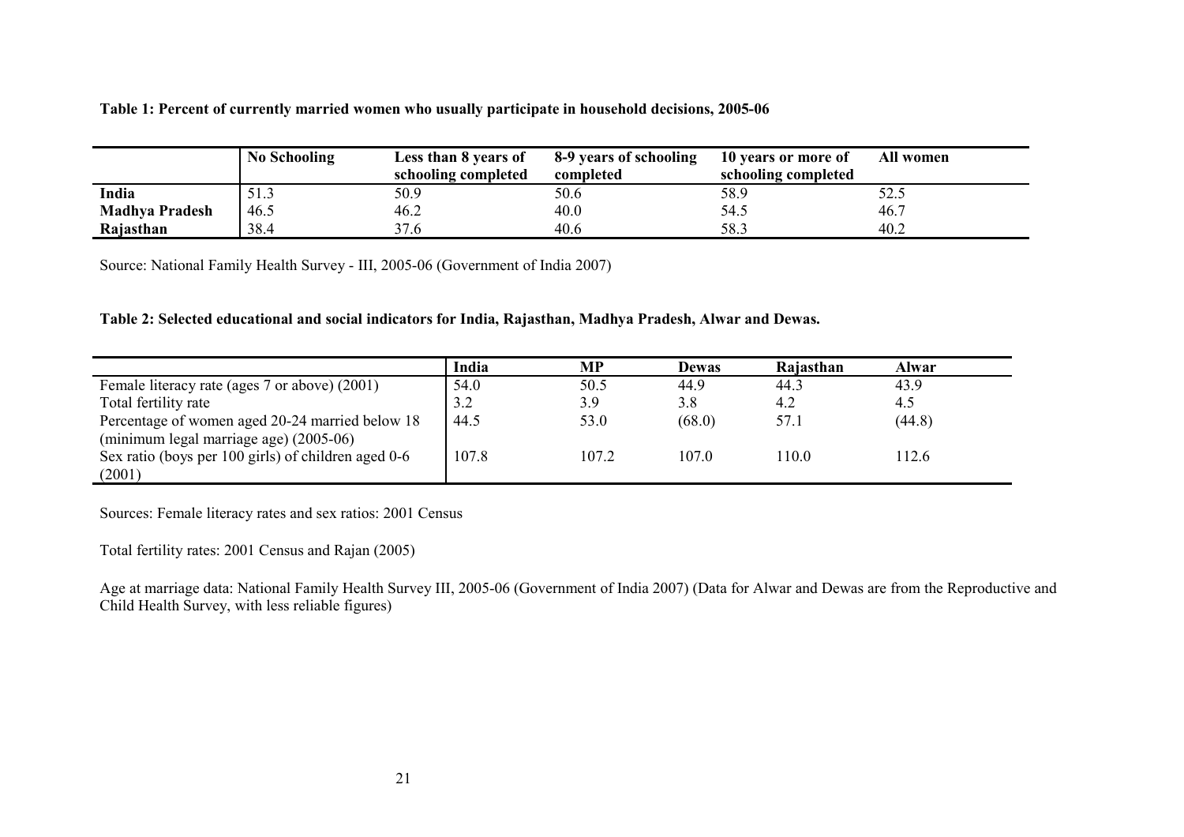**Table 1: Percent of currently married women who usually participate in household decisions, 2005-06**

| | No Schooling | Less than 8 years of schooling completed | 8-9 years of schooling completed | 10 years or more of schooling completed | All women |
|---|---|---|---|---|---|
| **India** | 51.3 | 50.9 | 50.6 | 58.9 | 52.5 |
| **Madhya Pradesh** | 46.5 | 46.2 | 40.0 | 54.5 | 46.7 |
| **Rajasthan** | 38.4 | 37.6 | 40.6 | 58.3 | 40.2 |

Source: National Family Health Survey - III, 2005-06 (Government of India 2007)

**Table 2: Selected educational and social indicators for India, Rajasthan, Madhya Pradesh, Alwar and Dewas.**

| | India | MP | Dewas | Rajasthan | Alwar |
|---|---|---|---|---|---|
| Female literacy rate (ages 7 or above) (2001) | 54.0 | 50.5 | 44.9 | 44.3 | 43.9 |
| Total fertility rate | 3.2 | 3.9 | 3.8 | 4.2 | 4.5 |
| Percentage of women aged 20-24 married below 18 (minimum legal marriage age) (2005-06) | 44.5 | 53.0 | (68.0) | 57.1 | (44.8) |
| Sex ratio (boys per 100 girls) of children aged 0-6 (2001) | 107.8 | 107.2 | 107.0 | 110.0 | 112.6 |

Sources: Female literacy rates and sex ratios: 2001 Census

Total fertility rates: 2001 Census and Rajan (2005)

Age at marriage data: National Family Health Survey III, 2005-06 (Government of India 2007) (Data for Alwar and Dewas are from the Reproductive and Child Health Survey, with less reliable figures)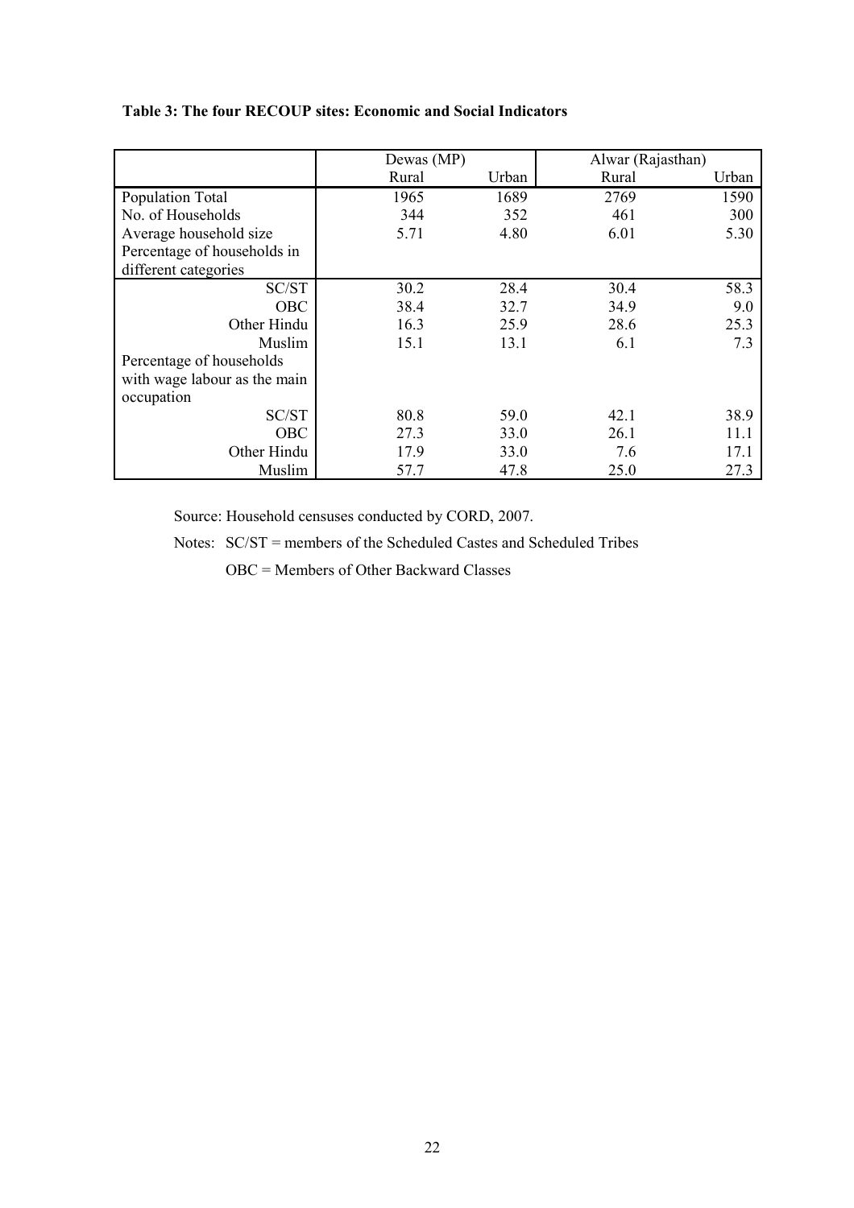**Table 3: The four RECOUP sites: Economic and Social Indicators**

| | Dewas (MP) | | Alwar (Rajasthan) | |
|---|---|---|---|---|
| | Rural | Urban | Rural | Urban |
| Population Total | 1965 | 1689 | 2769 | 1590 |
| No. of Households | 344 | 352 | 461 | 300 |
| Average household size | 5.71 | 4.80 | 6.01 | 5.30 |
| Percentage of households in different categories | | | | |
| SC/ST | 30.2 | 28.4 | 30.4 | 58.3 |
| OBC | 38.4 | 32.7 | 34.9 | 9.0 |
| Other Hindu | 16.3 | 25.9 | 28.6 | 25.3 |
| Muslim | 15.1 | 13.1 | 6.1 | 7.3 |
| Percentage of households with wage labour as the main occupation | | | | |
| SC/ST | 80.8 | 59.0 | 42.1 | 38.9 |
| OBC | 27.3 | 33.0 | 26.1 | 11.1 |
| Other Hindu | 17.9 | 33.0 | 7.6 | 17.1 |
| Muslim | 57.7 | 47.8 | 25.0 | 27.3 |

Source: Household censuses conducted by CORD, 2007.

Notes: SC/ST = members of the Scheduled Castes and Scheduled Tribes

OBC = Members of Other Backward Classes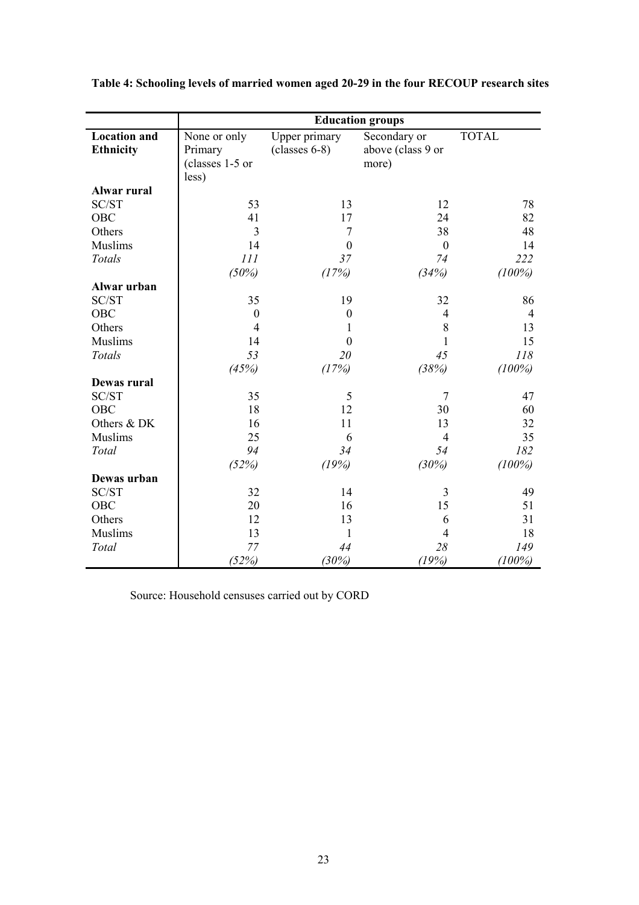**Table 4: Schooling levels of married women aged 20-29 in the four RECOUP research sites**

| | Education groups | | | |
|---|---|---|---|---|
| **Location and Ethnicity** | None or only Primary (classes 1-5 or less) | Upper primary (classes 6-8) | Secondary or above (class 9 or more) | TOTAL |
| **Alwar rural** | | | | |
| SC/ST | 53 | 13 | 12 | 78 |
| OBC | 41 | 17 | 24 | 82 |
| Others | 3 | 7 | 38 | 48 |
| Muslims | 14 | 0 | 0 | 14 |
| *Totals* | *111* | *37* | *74* | *222* |
| | *(50%)* | *(17%)* | *(34%)* | *(100%)* |
| **Alwar urban** | | | | |
| SC/ST | 35 | 19 | 32 | 86 |
| OBC | 0 | 0 | 4 | 4 |
| Others | 4 | 1 | 8 | 13 |
| Muslims | 14 | 0 | 1 | 15 |
| *Totals* | *53* | *20* | *45* | *118* |
| | *(45%)* | *(17%)* | *(38%)* | *(100%)* |
| **Dewas rural** | | | | |
| SC/ST | 35 | 5 | 7 | 47 |
| OBC | 18 | 12 | 30 | 60 |
| Others & DK | 16 | 11 | 13 | 32 |
| Muslims | 25 | 6 | 4 | 35 |
| *Total* | *94* | *34* | *54* | *182* |
| | *(52%)* | *(19%)* | *(30%)* | *(100%)* |
| **Dewas urban** | | | | |
| SC/ST | 32 | 14 | 3 | 49 |
| OBC | 20 | 16 | 15 | 51 |
| Others | 12 | 13 | 6 | 31 |
| Muslims | 13 | 1 | 4 | 18 |
| *Total* | *77* | *44* | *28* | *149* |
| | *(52%)* | *(30%)* | *(19%)* | *(100%)* |

Source: Household censuses carried out by CORD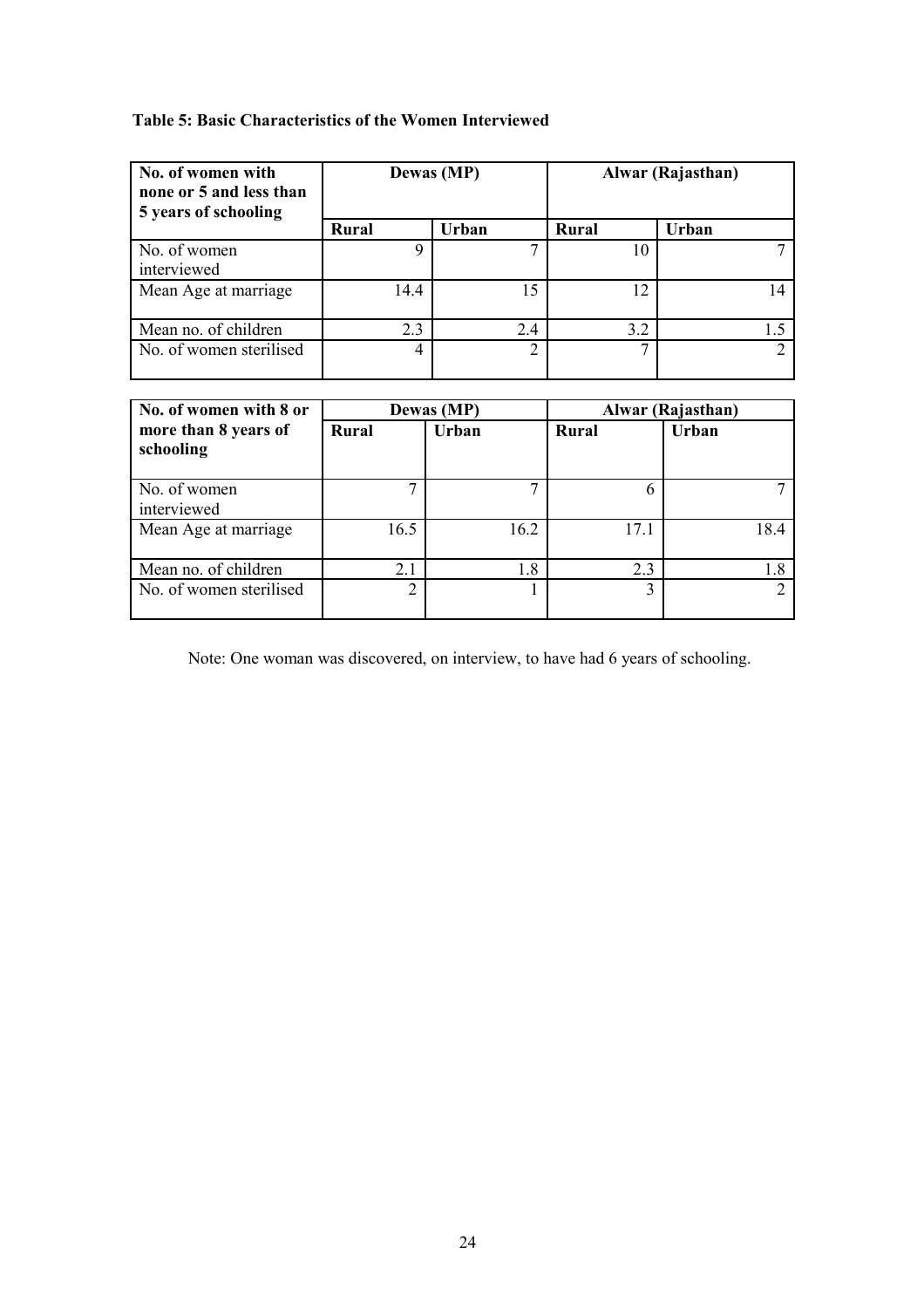**Table 5: Basic Characteristics of the Women Interviewed**

| No. of women with none or 5 and less than 5 years of schooling | Dewas (MP) | | Alwar (Rajasthan) | |
|---|---|---|---|---|
| | **Rural** | **Urban** | **Rural** | **Urban** |
| No. of women interviewed | 9 | 7 | 10 | 7 |
| Mean Age at marriage | 14.4 | 15 | 12 | 14 |
| Mean no. of children | 2.3 | 2.4 | 3.2 | 1.5 |
| No. of women sterilised | 4 | 2 | 7 | 2 |

| No. of women with 8 or more than 8 years of schooling | Dewas (MP) | | Alwar (Rajasthan) | |
|---|---|---|---|---|
| | **Rural** | **Urban** | **Rural** | **Urban** |
| No. of women interviewed | 7 | 7 | 6 | 7 |
| Mean Age at marriage | 16.5 | 16.2 | 17.1 | 18.4 |
| Mean no. of children | 2.1 | 1.8 | 2.3 | 1.8 |
| No. of women sterilised | 2 | 1 | 3 | 2 |

Note: One woman was discovered, on interview, to have had 6 years of schooling.